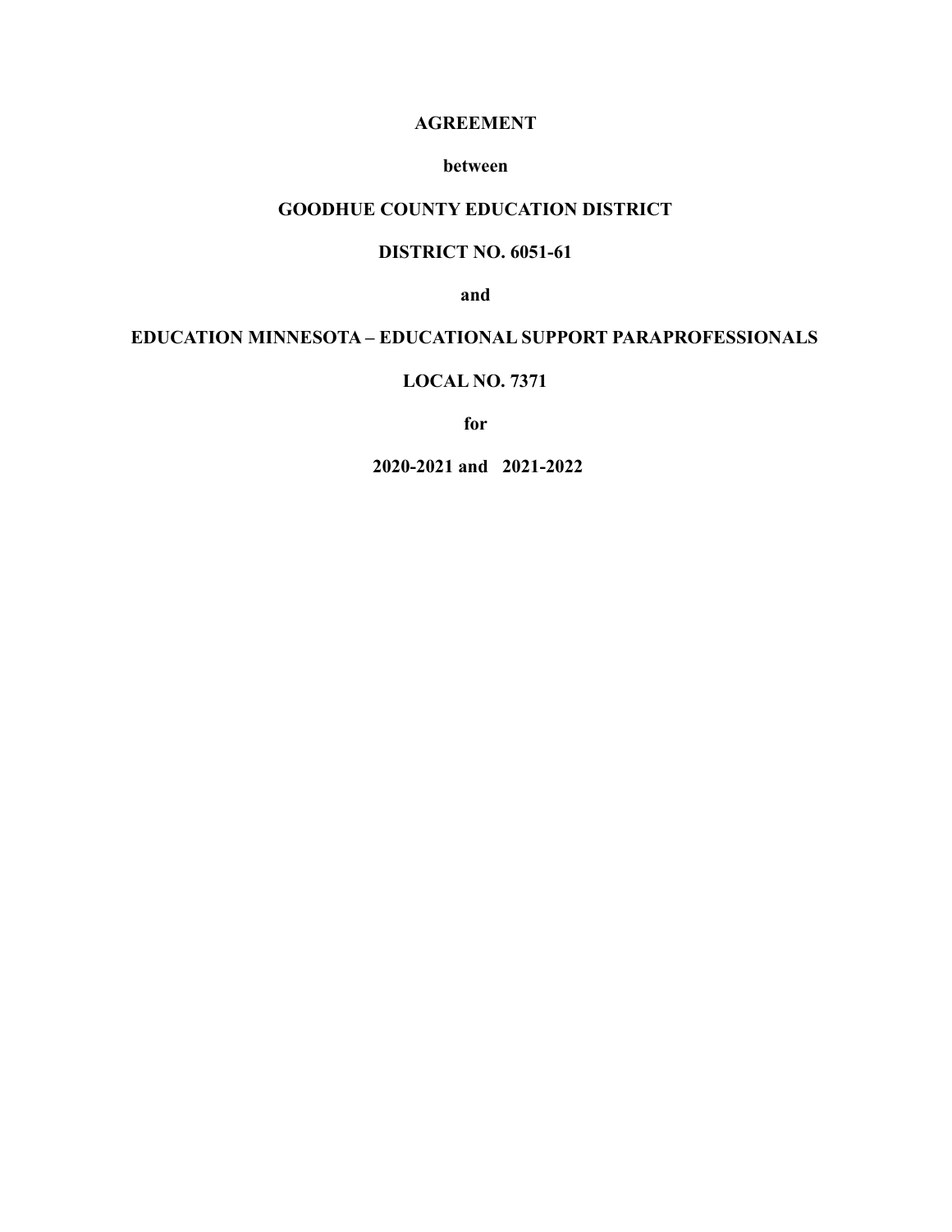**AGREEMENT**

**between**

**GOODHUE COUNTY EDUCATION DISTRICT**

**DISTRICT NO. 6051-61**

**and**

**EDUCATION MINNESOTA – EDUCATIONAL SUPPORT PARAPROFESSIONALS**

**LOCAL NO. 7371**

**for**

**2020-2021 and 2021-2022**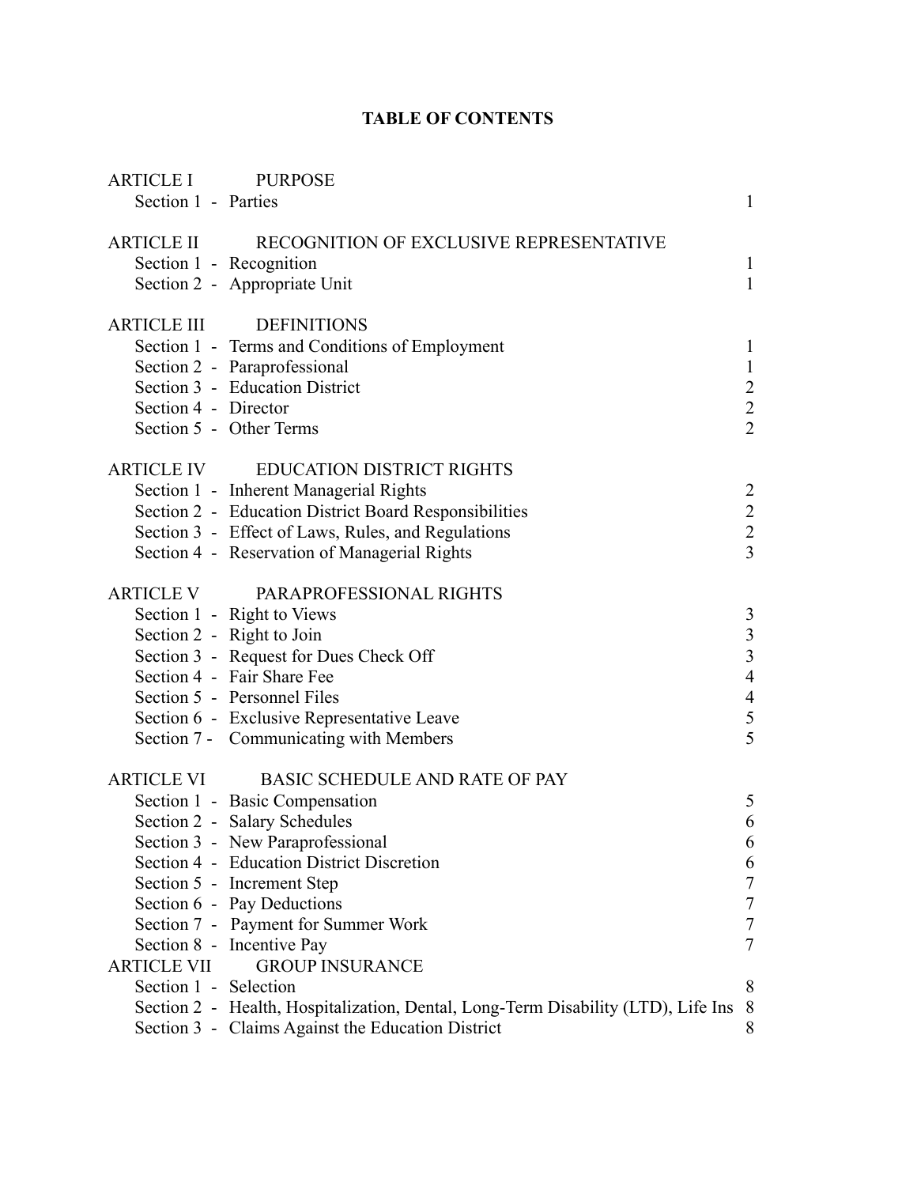# TABLE OF CONTENTS

| | | |
|---|---|---|
| **ARTICLE I** | **PURPOSE** | |
| Section 1 - | Parties | 1 |
| **ARTICLE II** | **RECOGNITION OF EXCLUSIVE REPRESENTATIVE** | |
| Section 1 - | Recognition | 1 |
| Section 2 - | Appropriate Unit | 1 |
| **ARTICLE III** | **DEFINITIONS** | |
| Section 1 - | Terms and Conditions of Employment | 1 |
| Section 2 - | Paraprofessional | 1 |
| Section 3 - | Education District | 2 |
| Section 4 - | Director | 2 |
| Section 5 - | Other Terms | 2 |
| **ARTICLE IV** | **EDUCATION DISTRICT RIGHTS** | |
| Section 1 - | Inherent Managerial Rights | 2 |
| Section 2 - | Education District Board Responsibilities | 2 |
| Section 3 - | Effect of Laws, Rules, and Regulations | 2 |
| Section 4 - | Reservation of Managerial Rights | 3 |
| **ARTICLE V** | **PARAPROFESSIONAL RIGHTS** | |
| Section 1 - | Right to Views | 3 |
| Section 2 - | Right to Join | 3 |
| Section 3 - | Request for Dues Check Off | 3 |
| Section 4 - | Fair Share Fee | 4 |
| Section 5 - | Personnel Files | 4 |
| Section 6 - | Exclusive Representative Leave | 5 |
| Section 7 - | Communicating with Members | 5 |
| **ARTICLE VI** | **BASIC SCHEDULE AND RATE OF PAY** | |
| Section 1 - | Basic Compensation | 5 |
| Section 2 - | Salary Schedules | 6 |
| Section 3 - | New Paraprofessional | 6 |
| Section 4 - | Education District Discretion | 6 |
| Section 5 - | Increment Step | 7 |
| Section 6 - | Pay Deductions | 7 |
| Section 7 - | Payment for Summer Work | 7 |
| Section 8 - | Incentive Pay | 7 |
| **ARTICLE VII** | **GROUP INSURANCE** | |
| Section 1 - | Selection | 8 |
| Section 2 - | Health, Hospitalization, Dental, Long-Term Disability (LTD), Life Ins | 8 |
| Section 3 - | Claims Against the Education District | 8 |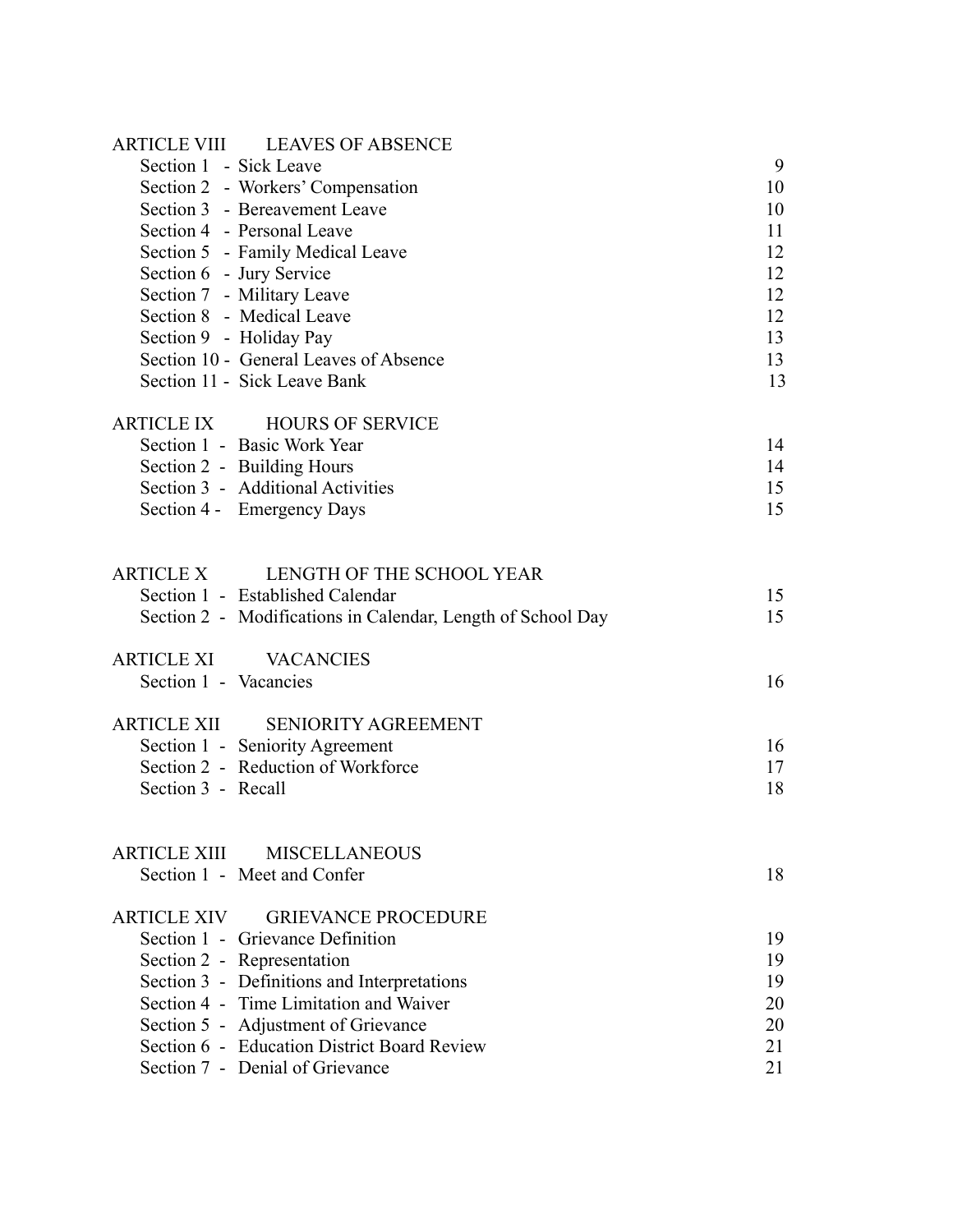| | | |
|---|---|---|
| ARTICLE VIII | LEAVES OF ABSENCE | |
| | Section 1 - Sick Leave | 9 |
| | Section 2 - Workers' Compensation | 10 |
| | Section 3 - Bereavement Leave | 10 |
| | Section 4 - Personal Leave | 11 |
| | Section 5 - Family Medical Leave | 12 |
| | Section 6 - Jury Service | 12 |
| | Section 7 - Military Leave | 12 |
| | Section 8 - Medical Leave | 12 |
| | Section 9 - Holiday Pay | 13 |
| | Section 10 - General Leaves of Absence | 13 |
| | Section 11 - Sick Leave Bank | 13 |
| ARTICLE IX | HOURS OF SERVICE | |
| | Section 1 - Basic Work Year | 14 |
| | Section 2 - Building Hours | 14 |
| | Section 3 - Additional Activities | 15 |
| | Section 4 - Emergency Days | 15 |
| ARTICLE X | LENGTH OF THE SCHOOL YEAR | |
| | Section 1 - Established Calendar | 15 |
| | Section 2 - Modifications in Calendar, Length of School Day | 15 |
| ARTICLE XI | VACANCIES | |
| | Section 1 - Vacancies | 16 |
| ARTICLE XII | SENIORITY AGREEMENT | |
| | Section 1 - Seniority Agreement | 16 |
| | Section 2 - Reduction of Workforce | 17 |
| | Section 3 - Recall | 18 |
| ARTICLE XIII | MISCELLANEOUS | |
| | Section 1 - Meet and Confer | 18 |
| ARTICLE XIV | GRIEVANCE PROCEDURE | |
| | Section 1 - Grievance Definition | 19 |
| | Section 2 - Representation | 19 |
| | Section 3 - Definitions and Interpretations | 19 |
| | Section 4 - Time Limitation and Waiver | 20 |
| | Section 5 - Adjustment of Grievance | 20 |
| | Section 6 - Education District Board Review | 21 |
| | Section 7 - Denial of Grievance | 21 |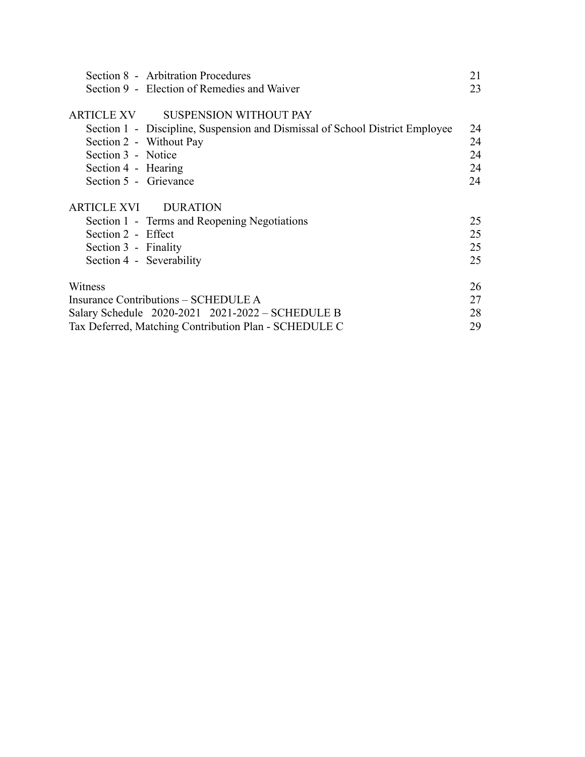| | |
|---|---|
| Section 8 - Arbitration Procedures | 21 |
| Section 9 - Election of Remedies and Waiver | 23 |
| **ARTICLE XV SUSPENSION WITHOUT PAY** | |
| Section 1 - Discipline, Suspension and Dismissal of School District Employee | 24 |
| Section 2 - Without Pay | 24 |
| Section 3 - Notice | 24 |
| Section 4 - Hearing | 24 |
| Section 5 - Grievance | 24 |
| **ARTICLE XVI DURATION** | |
| Section 1 - Terms and Reopening Negotiations | 25 |
| Section 2 - Effect | 25 |
| Section 3 - Finality | 25 |
| Section 4 - Severability | 25 |
| Witness | 26 |
| Insurance Contributions – SCHEDULE A | 27 |
| Salary Schedule 2020-2021 2021-2022 – SCHEDULE B | 28 |
| Tax Deferred, Matching Contribution Plan - SCHEDULE C | 29 |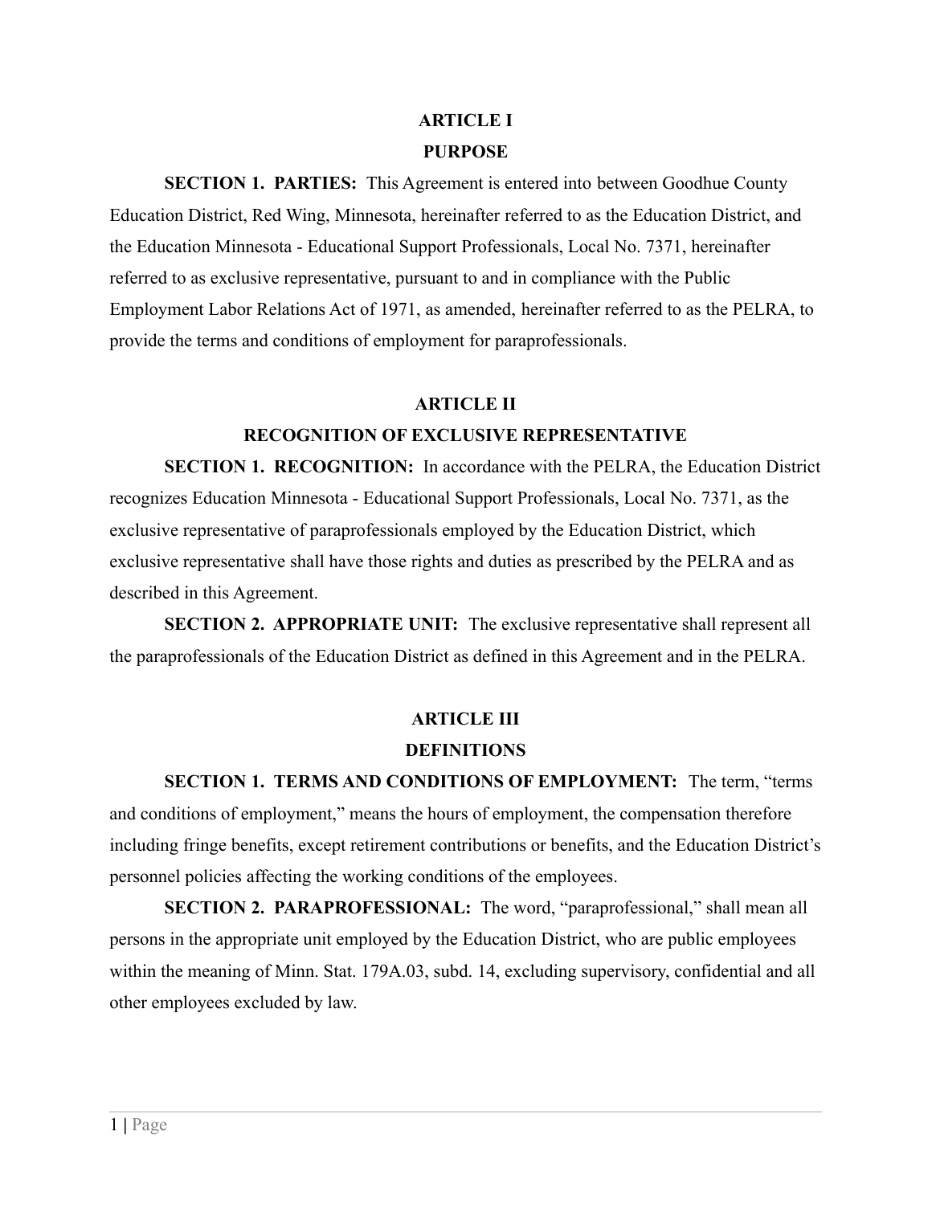## ARTICLE I
## PURPOSE

**SECTION 1. PARTIES:** This Agreement is entered into between Goodhue County Education District, Red Wing, Minnesota, hereinafter referred to as the Education District, and the Education Minnesota - Educational Support Professionals, Local No. 7371, hereinafter referred to as exclusive representative, pursuant to and in compliance with the Public Employment Labor Relations Act of 1971, as amended, hereinafter referred to as the PELRA, to provide the terms and conditions of employment for paraprofessionals.

## ARTICLE II
## RECOGNITION OF EXCLUSIVE REPRESENTATIVE

**SECTION 1. RECOGNITION:** In accordance with the PELRA, the Education District recognizes Education Minnesota - Educational Support Professionals, Local No. 7371, as the exclusive representative of paraprofessionals employed by the Education District, which exclusive representative shall have those rights and duties as prescribed by the PELRA and as described in this Agreement.

**SECTION 2. APPROPRIATE UNIT:** The exclusive representative shall represent all the paraprofessionals of the Education District as defined in this Agreement and in the PELRA.

## ARTICLE III
## DEFINITIONS

**SECTION 1. TERMS AND CONDITIONS OF EMPLOYMENT:** The term, "terms and conditions of employment," means the hours of employment, the compensation therefore including fringe benefits, except retirement contributions or benefits, and the Education District's personnel policies affecting the working conditions of the employees.

**SECTION 2. PARAPROFESSIONAL:** The word, "paraprofessional," shall mean all persons in the appropriate unit employed by the Education District, who are public employees within the meaning of Minn. Stat. 179A.03, subd. 14, excluding supervisory, confidential and all other employees excluded by law.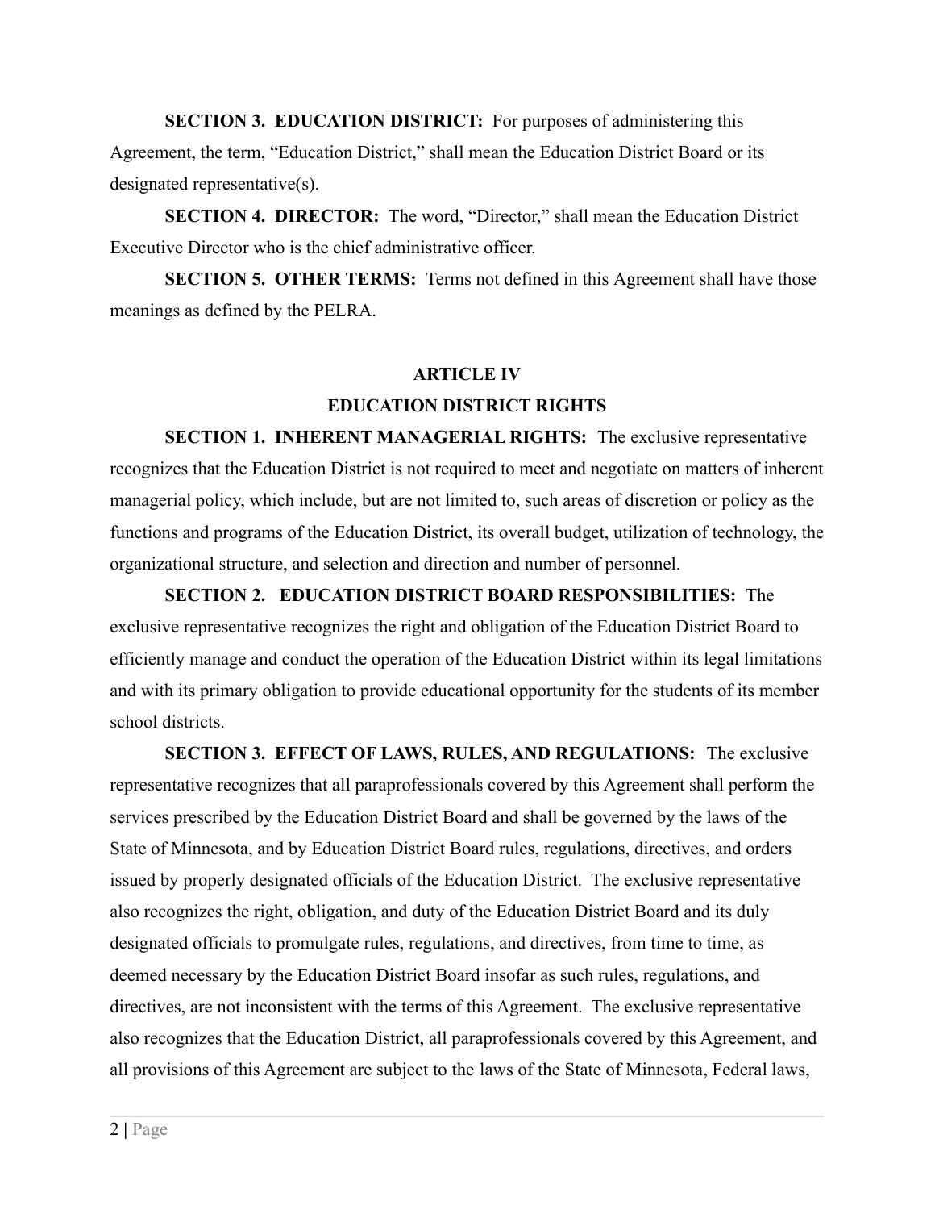**SECTION 3. EDUCATION DISTRICT:** For purposes of administering this Agreement, the term, "Education District," shall mean the Education District Board or its designated representative(s).

**SECTION 4. DIRECTOR:** The word, "Director," shall mean the Education District Executive Director who is the chief administrative officer.

**SECTION 5. OTHER TERMS:** Terms not defined in this Agreement shall have those meanings as defined by the PELRA.

## ARTICLE IV
## EDUCATION DISTRICT RIGHTS

**SECTION 1. INHERENT MANAGERIAL RIGHTS:** The exclusive representative recognizes that the Education District is not required to meet and negotiate on matters of inherent managerial policy, which include, but are not limited to, such areas of discretion or policy as the functions and programs of the Education District, its overall budget, utilization of technology, the organizational structure, and selection and direction and number of personnel.

**SECTION 2. EDUCATION DISTRICT BOARD RESPONSIBILITIES:** The exclusive representative recognizes the right and obligation of the Education District Board to efficiently manage and conduct the operation of the Education District within its legal limitations and with its primary obligation to provide educational opportunity for the students of its member school districts.

**SECTION 3. EFFECT OF LAWS, RULES, AND REGULATIONS:** The exclusive representative recognizes that all paraprofessionals covered by this Agreement shall perform the services prescribed by the Education District Board and shall be governed by the laws of the State of Minnesota, and by Education District Board rules, regulations, directives, and orders issued by properly designated officials of the Education District. The exclusive representative also recognizes the right, obligation, and duty of the Education District Board and its duly designated officials to promulgate rules, regulations, and directives, from time to time, as deemed necessary by the Education District Board insofar as such rules, regulations, and directives, are not inconsistent with the terms of this Agreement. The exclusive representative also recognizes that the Education District, all paraprofessionals covered by this Agreement, and all provisions of this Agreement are subject to the laws of the State of Minnesota, Federal laws,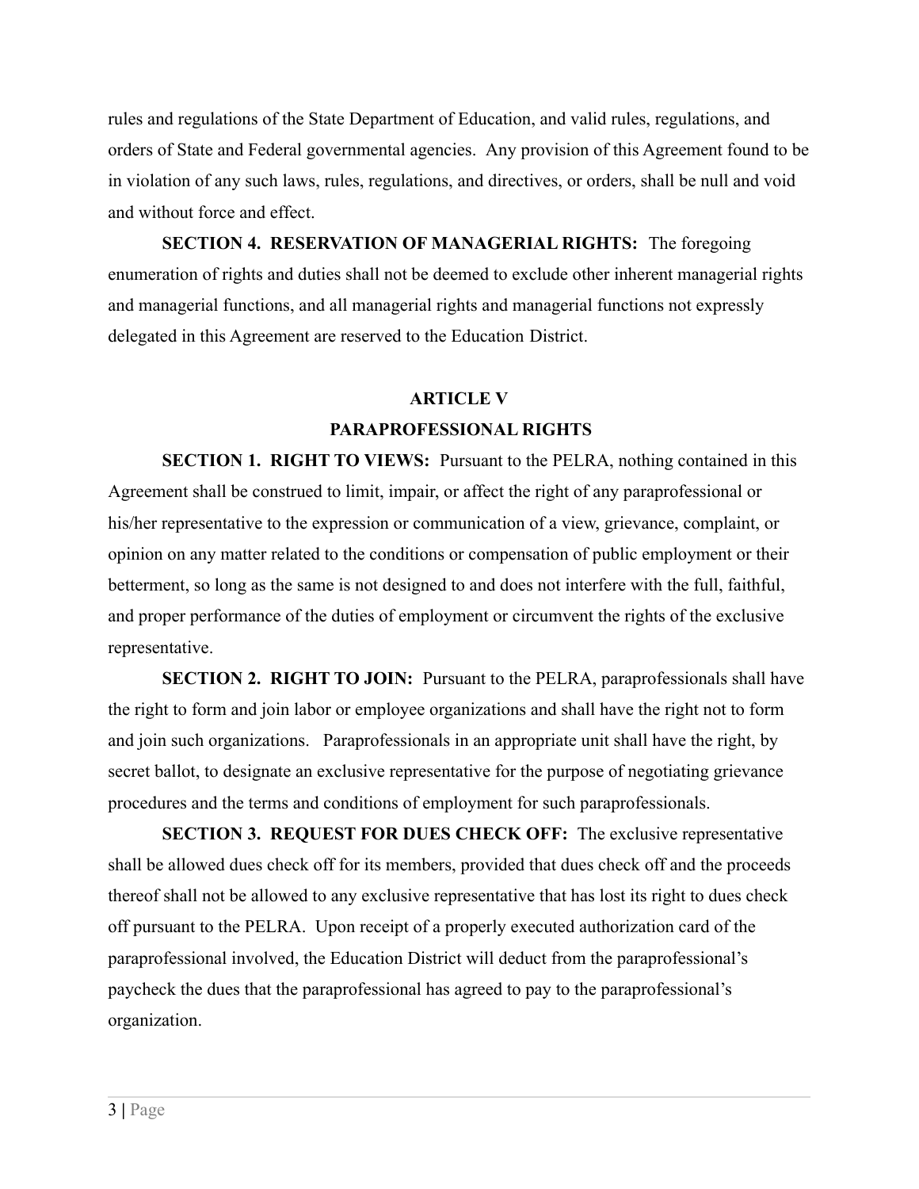rules and regulations of the State Department of Education, and valid rules, regulations, and orders of State and Federal governmental agencies. Any provision of this Agreement found to be in violation of any such laws, rules, regulations, and directives, or orders, shall be null and void and without force and effect.

**SECTION 4. RESERVATION OF MANAGERIAL RIGHTS:** The foregoing enumeration of rights and duties shall not be deemed to exclude other inherent managerial rights and managerial functions, and all managerial rights and managerial functions not expressly delegated in this Agreement are reserved to the Education District.

## ARTICLE V

## PARAPROFESSIONAL RIGHTS

**SECTION 1. RIGHT TO VIEWS:** Pursuant to the PELRA, nothing contained in this Agreement shall be construed to limit, impair, or affect the right of any paraprofessional or his/her representative to the expression or communication of a view, grievance, complaint, or opinion on any matter related to the conditions or compensation of public employment or their betterment, so long as the same is not designed to and does not interfere with the full, faithful, and proper performance of the duties of employment or circumvent the rights of the exclusive representative.

**SECTION 2. RIGHT TO JOIN:** Pursuant to the PELRA, paraprofessionals shall have the right to form and join labor or employee organizations and shall have the right not to form and join such organizations. Paraprofessionals in an appropriate unit shall have the right, by secret ballot, to designate an exclusive representative for the purpose of negotiating grievance procedures and the terms and conditions of employment for such paraprofessionals.

**SECTION 3. REQUEST FOR DUES CHECK OFF:** The exclusive representative shall be allowed dues check off for its members, provided that dues check off and the proceeds thereof shall not be allowed to any exclusive representative that has lost its right to dues check off pursuant to the PELRA. Upon receipt of a properly executed authorization card of the paraprofessional involved, the Education District will deduct from the paraprofessional's paycheck the dues that the paraprofessional has agreed to pay to the paraprofessional's organization.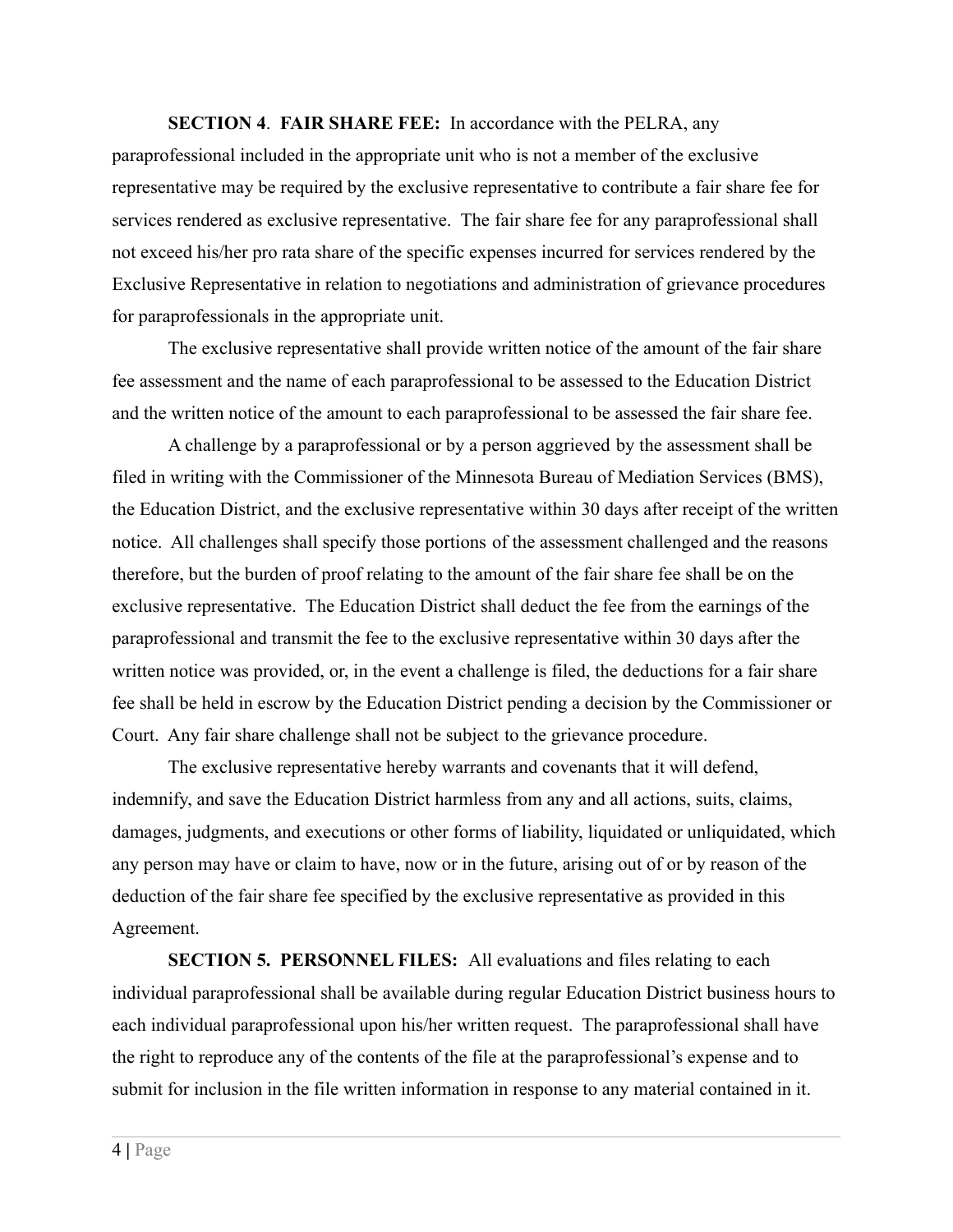**SECTION 4**. **FAIR SHARE FEE:** In accordance with the PELRA, any paraprofessional included in the appropriate unit who is not a member of the exclusive representative may be required by the exclusive representative to contribute a fair share fee for services rendered as exclusive representative. The fair share fee for any paraprofessional shall not exceed his/her pro rata share of the specific expenses incurred for services rendered by the Exclusive Representative in relation to negotiations and administration of grievance procedures for paraprofessionals in the appropriate unit.

The exclusive representative shall provide written notice of the amount of the fair share fee assessment and the name of each paraprofessional to be assessed to the Education District and the written notice of the amount to each paraprofessional to be assessed the fair share fee.

A challenge by a paraprofessional or by a person aggrieved by the assessment shall be filed in writing with the Commissioner of the Minnesota Bureau of Mediation Services (BMS), the Education District, and the exclusive representative within 30 days after receipt of the written notice. All challenges shall specify those portions of the assessment challenged and the reasons therefore, but the burden of proof relating to the amount of the fair share fee shall be on the exclusive representative. The Education District shall deduct the fee from the earnings of the paraprofessional and transmit the fee to the exclusive representative within 30 days after the written notice was provided, or, in the event a challenge is filed, the deductions for a fair share fee shall be held in escrow by the Education District pending a decision by the Commissioner or Court. Any fair share challenge shall not be subject to the grievance procedure.

The exclusive representative hereby warrants and covenants that it will defend, indemnify, and save the Education District harmless from any and all actions, suits, claims, damages, judgments, and executions or other forms of liability, liquidated or unliquidated, which any person may have or claim to have, now or in the future, arising out of or by reason of the deduction of the fair share fee specified by the exclusive representative as provided in this Agreement.

**SECTION 5. PERSONNEL FILES:** All evaluations and files relating to each individual paraprofessional shall be available during regular Education District business hours to each individual paraprofessional upon his/her written request. The paraprofessional shall have the right to reproduce any of the contents of the file at the paraprofessional's expense and to submit for inclusion in the file written information in response to any material contained in it.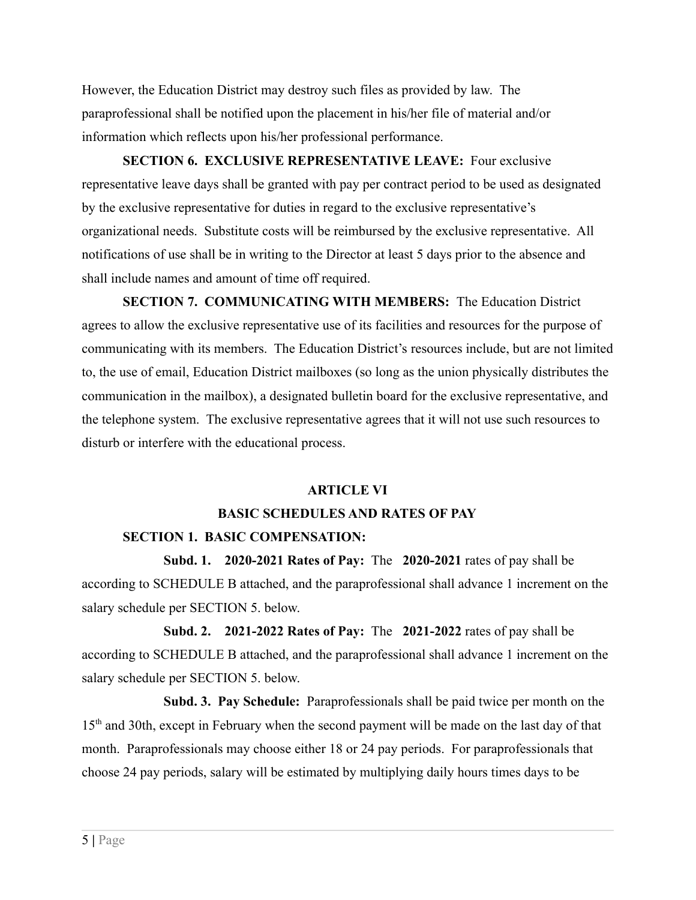However, the Education District may destroy such files as provided by law. The paraprofessional shall be notified upon the placement in his/her file of material and/or information which reflects upon his/her professional performance.

**SECTION 6. EXCLUSIVE REPRESENTATIVE LEAVE:** Four exclusive representative leave days shall be granted with pay per contract period to be used as designated by the exclusive representative for duties in regard to the exclusive representative's organizational needs. Substitute costs will be reimbursed by the exclusive representative. All notifications of use shall be in writing to the Director at least 5 days prior to the absence and shall include names and amount of time off required.

**SECTION 7. COMMUNICATING WITH MEMBERS:** The Education District agrees to allow the exclusive representative use of its facilities and resources for the purpose of communicating with its members. The Education District's resources include, but are not limited to, the use of email, Education District mailboxes (so long as the union physically distributes the communication in the mailbox), a designated bulletin board for the exclusive representative, and the telephone system. The exclusive representative agrees that it will not use such resources to disturb or interfere with the educational process.

## ARTICLE VI

## BASIC SCHEDULES AND RATES OF PAY

**SECTION 1. BASIC COMPENSATION:**

**Subd. 1. 2020-2021 Rates of Pay:** The **2020-2021** rates of pay shall be according to SCHEDULE B attached, and the paraprofessional shall advance 1 increment on the salary schedule per SECTION 5. below.

**Subd. 2. 2021-2022 Rates of Pay:** The **2021-2022** rates of pay shall be according to SCHEDULE B attached, and the paraprofessional shall advance 1 increment on the salary schedule per SECTION 5. below.

**Subd. 3. Pay Schedule:** Paraprofessionals shall be paid twice per month on the 15th and 30th, except in February when the second payment will be made on the last day of that month. Paraprofessionals may choose either 18 or 24 pay periods. For paraprofessionals that choose 24 pay periods, salary will be estimated by multiplying daily hours times days to be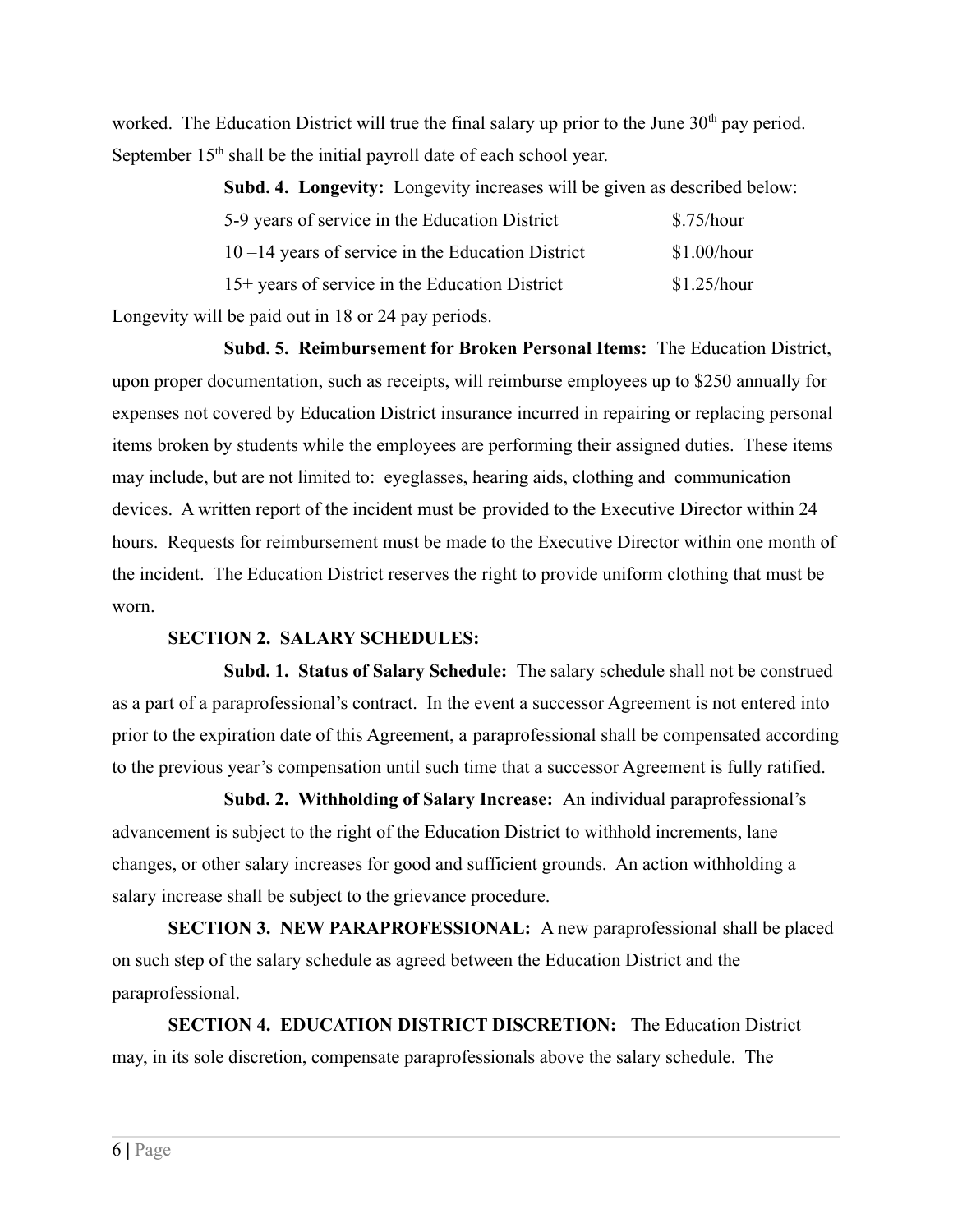worked. The Education District will true the final salary up prior to the June 30th pay period. September 15th shall be the initial payroll date of each school year.

**Subd. 4. Longevity:** Longevity increases will be given as described below:

| | |
|---|---|
| 5-9 years of service in the Education District | $.75/hour |
| 10 –14 years of service in the Education District | $1.00/hour |
| 15+ years of service in the Education District | $1.25/hour |

Longevity will be paid out in 18 or 24 pay periods.

**Subd. 5. Reimbursement for Broken Personal Items:** The Education District, upon proper documentation, such as receipts, will reimburse employees up to $250 annually for expenses not covered by Education District insurance incurred in repairing or replacing personal items broken by students while the employees are performing their assigned duties. These items may include, but are not limited to: eyeglasses, hearing aids, clothing and communication devices. A written report of the incident must be provided to the Executive Director within 24 hours. Requests for reimbursement must be made to the Executive Director within one month of the incident. The Education District reserves the right to provide uniform clothing that must be worn.

**SECTION 2. SALARY SCHEDULES:**

**Subd. 1. Status of Salary Schedule:** The salary schedule shall not be construed as a part of a paraprofessional's contract. In the event a successor Agreement is not entered into prior to the expiration date of this Agreement, a paraprofessional shall be compensated according to the previous year's compensation until such time that a successor Agreement is fully ratified.

**Subd. 2. Withholding of Salary Increase:** An individual paraprofessional's advancement is subject to the right of the Education District to withhold increments, lane changes, or other salary increases for good and sufficient grounds. An action withholding a salary increase shall be subject to the grievance procedure.

**SECTION 3. NEW PARAPROFESSIONAL:** A new paraprofessional shall be placed on such step of the salary schedule as agreed between the Education District and the paraprofessional.

**SECTION 4. EDUCATION DISTRICT DISCRETION:** The Education District may, in its sole discretion, compensate paraprofessionals above the salary schedule. The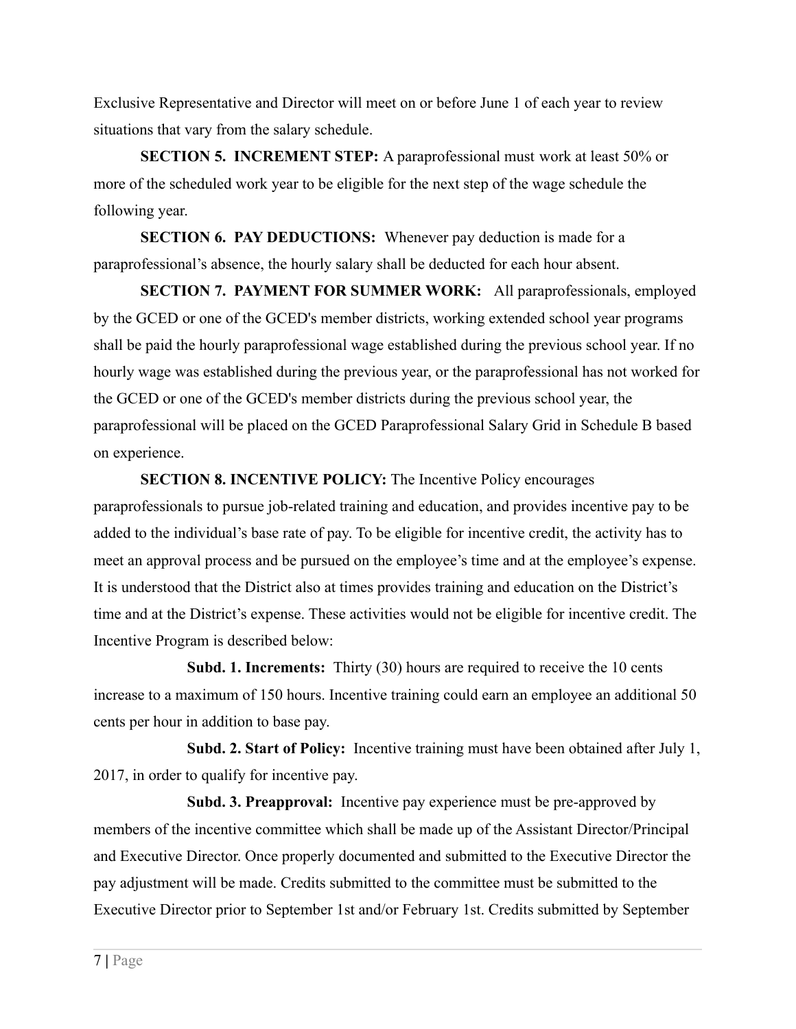Exclusive Representative and Director will meet on or before June 1 of each year to review situations that vary from the salary schedule.

**SECTION 5. INCREMENT STEP:** A paraprofessional must work at least 50% or more of the scheduled work year to be eligible for the next step of the wage schedule the following year.

**SECTION 6. PAY DEDUCTIONS:** Whenever pay deduction is made for a paraprofessional's absence, the hourly salary shall be deducted for each hour absent.

**SECTION 7. PAYMENT FOR SUMMER WORK:** All paraprofessionals, employed by the GCED or one of the GCED's member districts, working extended school year programs shall be paid the hourly paraprofessional wage established during the previous school year. If no hourly wage was established during the previous year, or the paraprofessional has not worked for the GCED or one of the GCED's member districts during the previous school year, the paraprofessional will be placed on the GCED Paraprofessional Salary Grid in Schedule B based on experience.

**SECTION 8. INCENTIVE POLICY:** The Incentive Policy encourages paraprofessionals to pursue job-related training and education, and provides incentive pay to be added to the individual's base rate of pay. To be eligible for incentive credit, the activity has to meet an approval process and be pursued on the employee's time and at the employee's expense. It is understood that the District also at times provides training and education on the District's time and at the District's expense. These activities would not be eligible for incentive credit. The Incentive Program is described below:

**Subd. 1. Increments:** Thirty (30) hours are required to receive the 10 cents increase to a maximum of 150 hours. Incentive training could earn an employee an additional 50 cents per hour in addition to base pay.

**Subd. 2. Start of Policy:** Incentive training must have been obtained after July 1, 2017, in order to qualify for incentive pay.

**Subd. 3. Preapproval:** Incentive pay experience must be pre-approved by members of the incentive committee which shall be made up of the Assistant Director/Principal and Executive Director. Once properly documented and submitted to the Executive Director the pay adjustment will be made. Credits submitted to the committee must be submitted to the Executive Director prior to September 1st and/or February 1st. Credits submitted by September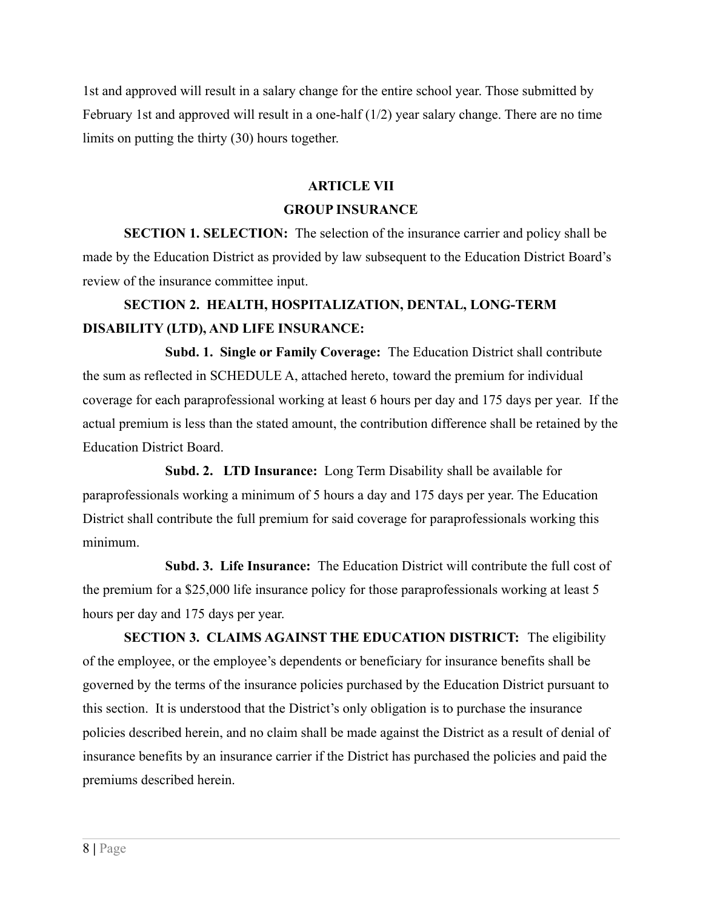1st and approved will result in a salary change for the entire school year. Those submitted by February 1st and approved will result in a one-half (1/2) year salary change. There are no time limits on putting the thirty (30) hours together.

## ARTICLE VII
## GROUP INSURANCE

**SECTION 1. SELECTION:** The selection of the insurance carrier and policy shall be made by the Education District as provided by law subsequent to the Education District Board's review of the insurance committee input.

**SECTION 2. HEALTH, HOSPITALIZATION, DENTAL, LONG-TERM DISABILITY (LTD), AND LIFE INSURANCE:**

**Subd. 1. Single or Family Coverage:** The Education District shall contribute the sum as reflected in SCHEDULE A, attached hereto, toward the premium for individual coverage for each paraprofessional working at least 6 hours per day and 175 days per year. If the actual premium is less than the stated amount, the contribution difference shall be retained by the Education District Board.

**Subd. 2. LTD Insurance:** Long Term Disability shall be available for paraprofessionals working a minimum of 5 hours a day and 175 days per year. The Education District shall contribute the full premium for said coverage for paraprofessionals working this minimum.

**Subd. 3. Life Insurance:** The Education District will contribute the full cost of the premium for a $25,000 life insurance policy for those paraprofessionals working at least 5 hours per day and 175 days per year.

**SECTION 3. CLAIMS AGAINST THE EDUCATION DISTRICT:** The eligibility of the employee, or the employee's dependents or beneficiary for insurance benefits shall be governed by the terms of the insurance policies purchased by the Education District pursuant to this section. It is understood that the District's only obligation is to purchase the insurance policies described herein, and no claim shall be made against the District as a result of denial of insurance benefits by an insurance carrier if the District has purchased the policies and paid the premiums described herein.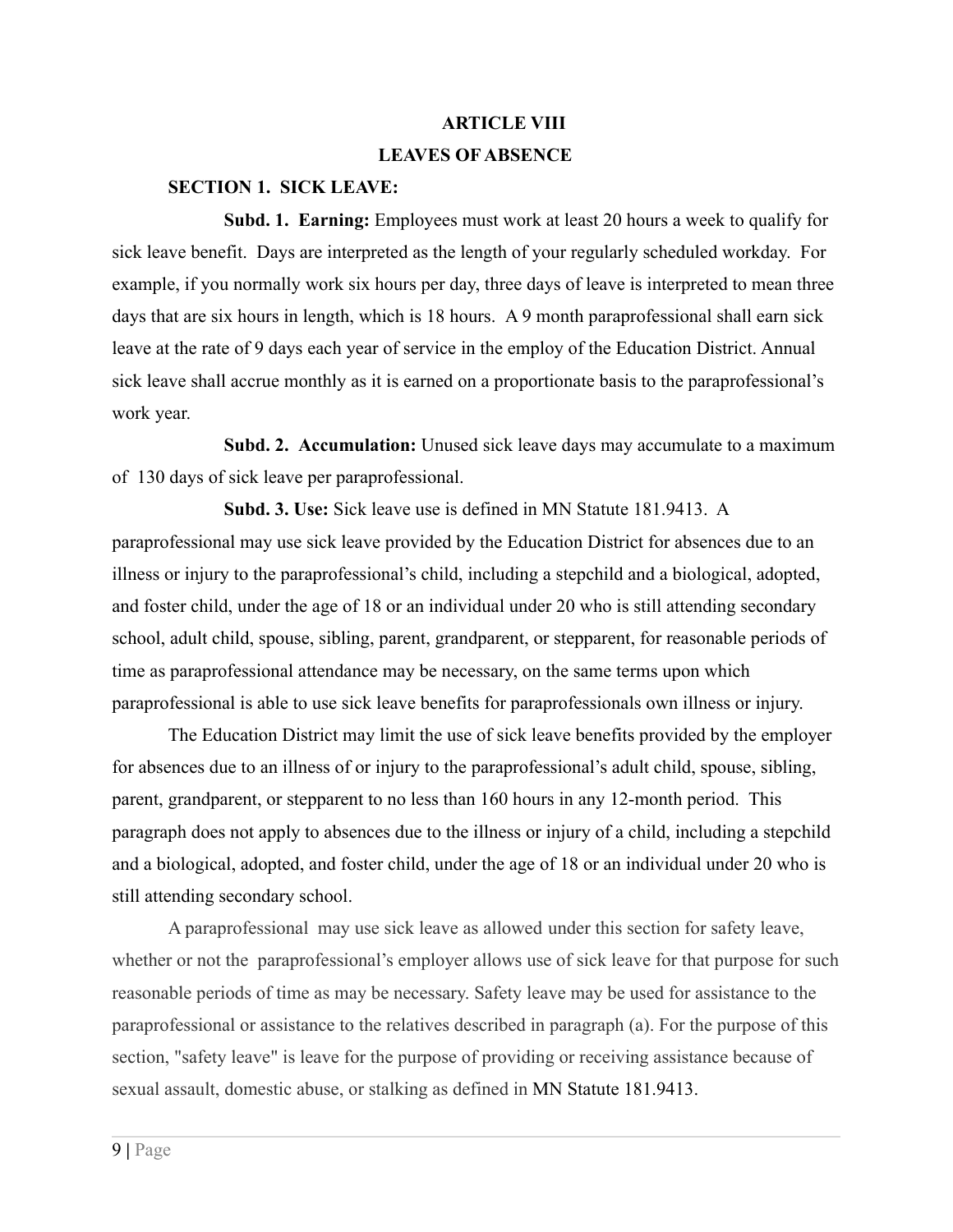# ARTICLE VIII

## LEAVES OF ABSENCE

### SECTION 1. SICK LEAVE:

**Subd. 1. Earning:** Employees must work at least 20 hours a week to qualify for sick leave benefit. Days are interpreted as the length of your regularly scheduled workday. For example, if you normally work six hours per day, three days of leave is interpreted to mean three days that are six hours in length, which is 18 hours. A 9 month paraprofessional shall earn sick leave at the rate of 9 days each year of service in the employ of the Education District. Annual sick leave shall accrue monthly as it is earned on a proportionate basis to the paraprofessional's work year.

**Subd. 2. Accumulation:** Unused sick leave days may accumulate to a maximum of 130 days of sick leave per paraprofessional.

**Subd. 3. Use:** Sick leave use is defined in MN Statute 181.9413. A paraprofessional may use sick leave provided by the Education District for absences due to an illness or injury to the paraprofessional's child, including a stepchild and a biological, adopted, and foster child, under the age of 18 or an individual under 20 who is still attending secondary school, adult child, spouse, sibling, parent, grandparent, or stepparent, for reasonable periods of time as paraprofessional attendance may be necessary, on the same terms upon which paraprofessional is able to use sick leave benefits for paraprofessionals own illness or injury.

The Education District may limit the use of sick leave benefits provided by the employer for absences due to an illness of or injury to the paraprofessional's adult child, spouse, sibling, parent, grandparent, or stepparent to no less than 160 hours in any 12-month period. This paragraph does not apply to absences due to the illness or injury of a child, including a stepchild and a biological, adopted, and foster child, under the age of 18 or an individual under 20 who is still attending secondary school.

A paraprofessional may use sick leave as allowed under this section for safety leave, whether or not the paraprofessional's employer allows use of sick leave for that purpose for such reasonable periods of time as may be necessary. Safety leave may be used for assistance to the paraprofessional or assistance to the relatives described in paragraph (a). For the purpose of this section, "safety leave" is leave for the purpose of providing or receiving assistance because of sexual assault, domestic abuse, or stalking as defined in MN Statute 181.9413.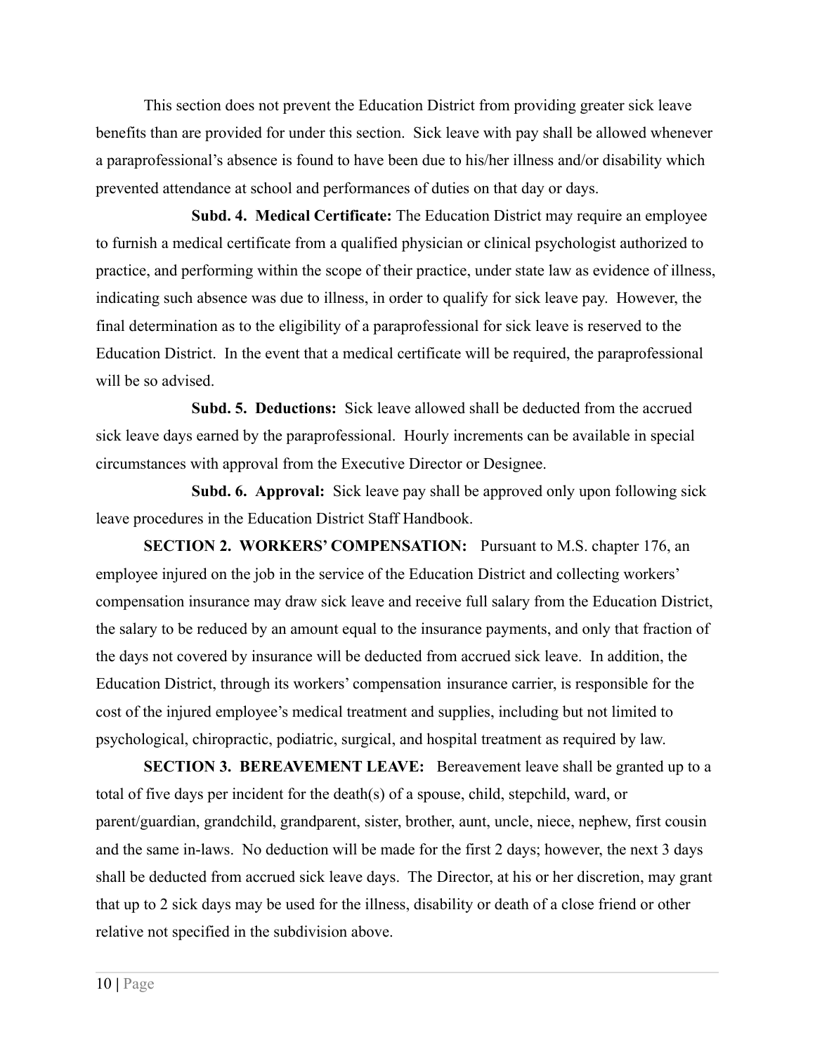This section does not prevent the Education District from providing greater sick leave benefits than are provided for under this section. Sick leave with pay shall be allowed whenever a paraprofessional's absence is found to have been due to his/her illness and/or disability which prevented attendance at school and performances of duties on that day or days.

**Subd. 4. Medical Certificate:** The Education District may require an employee to furnish a medical certificate from a qualified physician or clinical psychologist authorized to practice, and performing within the scope of their practice, under state law as evidence of illness, indicating such absence was due to illness, in order to qualify for sick leave pay. However, the final determination as to the eligibility of a paraprofessional for sick leave is reserved to the Education District. In the event that a medical certificate will be required, the paraprofessional will be so advised.

**Subd. 5. Deductions:** Sick leave allowed shall be deducted from the accrued sick leave days earned by the paraprofessional. Hourly increments can be available in special circumstances with approval from the Executive Director or Designee.

**Subd. 6. Approval:** Sick leave pay shall be approved only upon following sick leave procedures in the Education District Staff Handbook.

**SECTION 2. WORKERS' COMPENSATION:** Pursuant to M.S. chapter 176, an employee injured on the job in the service of the Education District and collecting workers' compensation insurance may draw sick leave and receive full salary from the Education District, the salary to be reduced by an amount equal to the insurance payments, and only that fraction of the days not covered by insurance will be deducted from accrued sick leave. In addition, the Education District, through its workers' compensation insurance carrier, is responsible for the cost of the injured employee's medical treatment and supplies, including but not limited to psychological, chiropractic, podiatric, surgical, and hospital treatment as required by law.

**SECTION 3. BEREAVEMENT LEAVE:** Bereavement leave shall be granted up to a total of five days per incident for the death(s) of a spouse, child, stepchild, ward, or parent/guardian, grandchild, grandparent, sister, brother, aunt, uncle, niece, nephew, first cousin and the same in-laws. No deduction will be made for the first 2 days; however, the next 3 days shall be deducted from accrued sick leave days. The Director, at his or her discretion, may grant that up to 2 sick days may be used for the illness, disability or death of a close friend or other relative not specified in the subdivision above.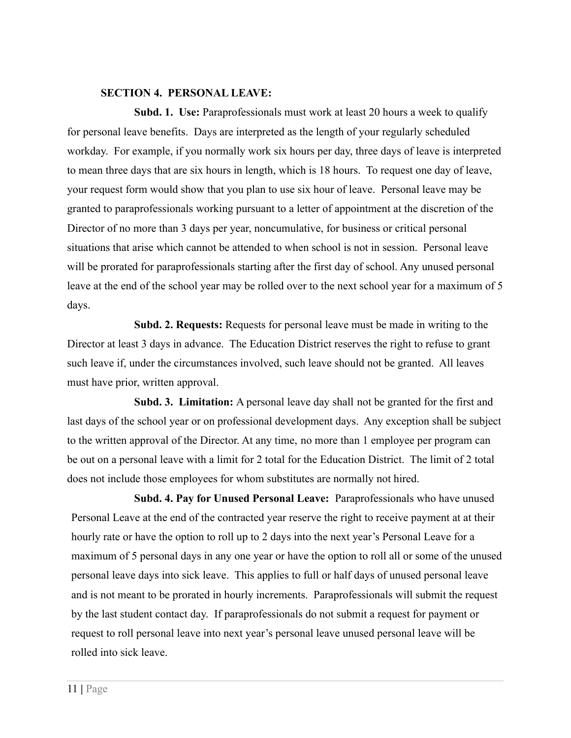## SECTION 4. PERSONAL LEAVE:

**Subd. 1. Use:** Paraprofessionals must work at least 20 hours a week to qualify for personal leave benefits. Days are interpreted as the length of your regularly scheduled workday. For example, if you normally work six hours per day, three days of leave is interpreted to mean three days that are six hours in length, which is 18 hours. To request one day of leave, your request form would show that you plan to use six hour of leave. Personal leave may be granted to paraprofessionals working pursuant to a letter of appointment at the discretion of the Director of no more than 3 days per year, noncumulative, for business or critical personal situations that arise which cannot be attended to when school is not in session. Personal leave will be prorated for paraprofessionals starting after the first day of school. Any unused personal leave at the end of the school year may be rolled over to the next school year for a maximum of 5 days.

**Subd. 2. Requests:** Requests for personal leave must be made in writing to the Director at least 3 days in advance. The Education District reserves the right to refuse to grant such leave if, under the circumstances involved, such leave should not be granted. All leaves must have prior, written approval.

**Subd. 3. Limitation:** A personal leave day shall not be granted for the first and last days of the school year or on professional development days. Any exception shall be subject to the written approval of the Director. At any time, no more than 1 employee per program can be out on a personal leave with a limit for 2 total for the Education District. The limit of 2 total does not include those employees for whom substitutes are normally not hired.

**Subd. 4. Pay for Unused Personal Leave:** Paraprofessionals who have unused Personal Leave at the end of the contracted year reserve the right to receive payment at at their hourly rate or have the option to roll up to 2 days into the next year's Personal Leave for a maximum of 5 personal days in any one year or have the option to roll all or some of the unused personal leave days into sick leave. This applies to full or half days of unused personal leave and is not meant to be prorated in hourly increments. Paraprofessionals will submit the request by the last student contact day. If paraprofessionals do not submit a request for payment or request to roll personal leave into next year's personal leave unused personal leave will be rolled into sick leave.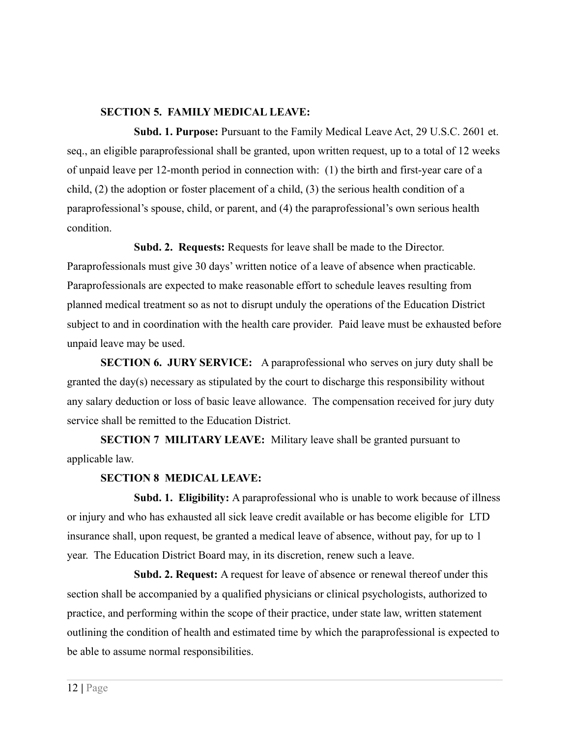**SECTION 5. FAMILY MEDICAL LEAVE:**

**Subd. 1. Purpose:** Pursuant to the Family Medical Leave Act, 29 U.S.C. 2601 et. seq., an eligible paraprofessional shall be granted, upon written request, up to a total of 12 weeks of unpaid leave per 12-month period in connection with: (1) the birth and first-year care of a child, (2) the adoption or foster placement of a child, (3) the serious health condition of a paraprofessional's spouse, child, or parent, and (4) the paraprofessional's own serious health condition.

**Subd. 2. Requests:** Requests for leave shall be made to the Director. Paraprofessionals must give 30 days' written notice of a leave of absence when practicable. Paraprofessionals are expected to make reasonable effort to schedule leaves resulting from planned medical treatment so as not to disrupt unduly the operations of the Education District subject to and in coordination with the health care provider. Paid leave must be exhausted before unpaid leave may be used.

**SECTION 6. JURY SERVICE:** A paraprofessional who serves on jury duty shall be granted the day(s) necessary as stipulated by the court to discharge this responsibility without any salary deduction or loss of basic leave allowance. The compensation received for jury duty service shall be remitted to the Education District.

**SECTION 7 MILITARY LEAVE:** Military leave shall be granted pursuant to applicable law.

**SECTION 8 MEDICAL LEAVE:**

**Subd. 1. Eligibility:** A paraprofessional who is unable to work because of illness or injury and who has exhausted all sick leave credit available or has become eligible for LTD insurance shall, upon request, be granted a medical leave of absence, without pay, for up to 1 year. The Education District Board may, in its discretion, renew such a leave.

**Subd. 2. Request:** A request for leave of absence or renewal thereof under this section shall be accompanied by a qualified physicians or clinical psychologists, authorized to practice, and performing within the scope of their practice, under state law, written statement outlining the condition of health and estimated time by which the paraprofessional is expected to be able to assume normal responsibilities.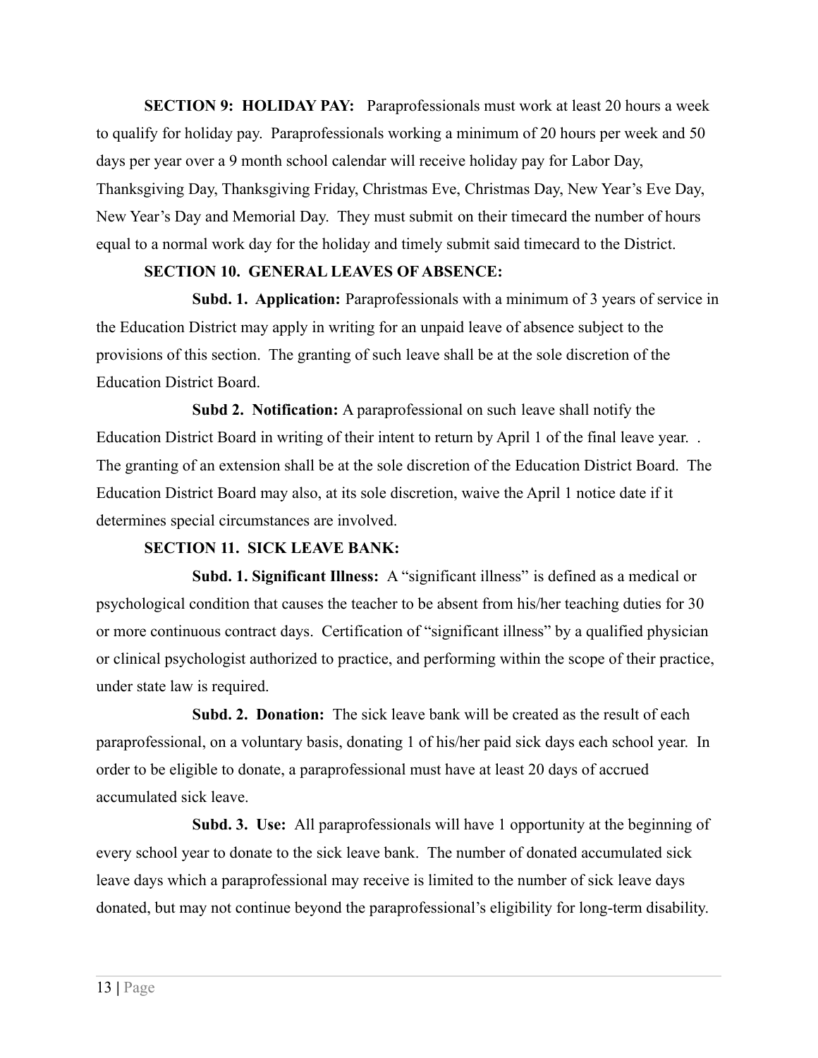**SECTION 9: HOLIDAY PAY:** Paraprofessionals must work at least 20 hours a week to qualify for holiday pay. Paraprofessionals working a minimum of 20 hours per week and 50 days per year over a 9 month school calendar will receive holiday pay for Labor Day, Thanksgiving Day, Thanksgiving Friday, Christmas Eve, Christmas Day, New Year's Eve Day, New Year's Day and Memorial Day. They must submit on their timecard the number of hours equal to a normal work day for the holiday and timely submit said timecard to the District.

**SECTION 10. GENERAL LEAVES OF ABSENCE:**

**Subd. 1. Application:** Paraprofessionals with a minimum of 3 years of service in the Education District may apply in writing for an unpaid leave of absence subject to the provisions of this section. The granting of such leave shall be at the sole discretion of the Education District Board.

**Subd 2. Notification:** A paraprofessional on such leave shall notify the Education District Board in writing of their intent to return by April 1 of the final leave year. . The granting of an extension shall be at the sole discretion of the Education District Board. The Education District Board may also, at its sole discretion, waive the April 1 notice date if it determines special circumstances are involved.

**SECTION 11. SICK LEAVE BANK:**

**Subd. 1. Significant Illness:** A "significant illness" is defined as a medical or psychological condition that causes the teacher to be absent from his/her teaching duties for 30 or more continuous contract days. Certification of "significant illness" by a qualified physician or clinical psychologist authorized to practice, and performing within the scope of their practice, under state law is required.

**Subd. 2. Donation:** The sick leave bank will be created as the result of each paraprofessional, on a voluntary basis, donating 1 of his/her paid sick days each school year. In order to be eligible to donate, a paraprofessional must have at least 20 days of accrued accumulated sick leave.

**Subd. 3. Use:** All paraprofessionals will have 1 opportunity at the beginning of every school year to donate to the sick leave bank. The number of donated accumulated sick leave days which a paraprofessional may receive is limited to the number of sick leave days donated, but may not continue beyond the paraprofessional's eligibility for long-term disability.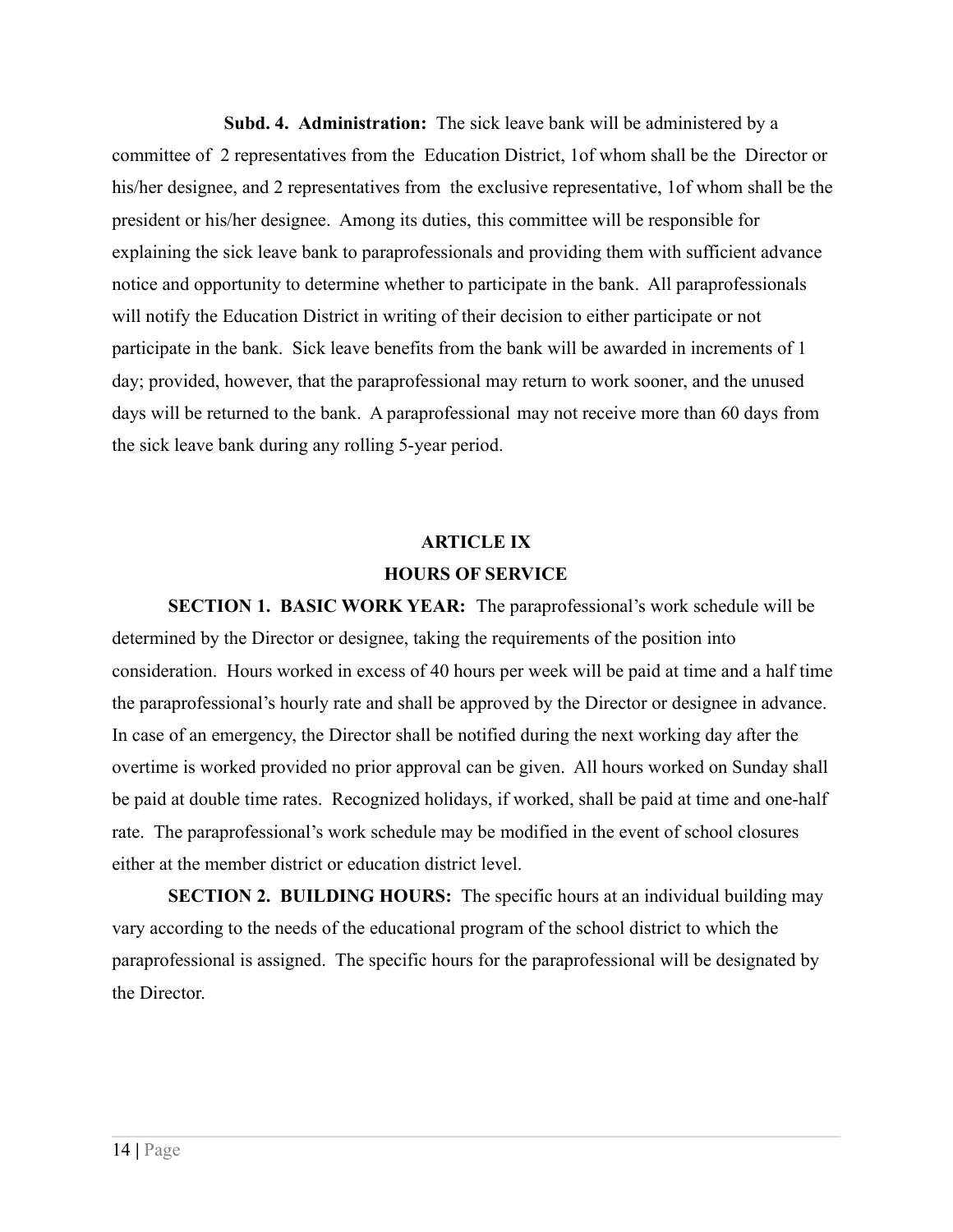**Subd. 4. Administration:** The sick leave bank will be administered by a committee of 2 representatives from the Education District, 1of whom shall be the Director or his/her designee, and 2 representatives from the exclusive representative, 1of whom shall be the president or his/her designee. Among its duties, this committee will be responsible for explaining the sick leave bank to paraprofessionals and providing them with sufficient advance notice and opportunity to determine whether to participate in the bank. All paraprofessionals will notify the Education District in writing of their decision to either participate or not participate in the bank. Sick leave benefits from the bank will be awarded in increments of 1 day; provided, however, that the paraprofessional may return to work sooner, and the unused days will be returned to the bank. A paraprofessional may not receive more than 60 days from the sick leave bank during any rolling 5-year period.

## ARTICLE IX
## HOURS OF SERVICE

**SECTION 1. BASIC WORK YEAR:** The paraprofessional's work schedule will be determined by the Director or designee, taking the requirements of the position into consideration. Hours worked in excess of 40 hours per week will be paid at time and a half time the paraprofessional's hourly rate and shall be approved by the Director or designee in advance. In case of an emergency, the Director shall be notified during the next working day after the overtime is worked provided no prior approval can be given. All hours worked on Sunday shall be paid at double time rates. Recognized holidays, if worked, shall be paid at time and one-half rate. The paraprofessional's work schedule may be modified in the event of school closures either at the member district or education district level.

**SECTION 2. BUILDING HOURS:** The specific hours at an individual building may vary according to the needs of the educational program of the school district to which the paraprofessional is assigned. The specific hours for the paraprofessional will be designated by the Director.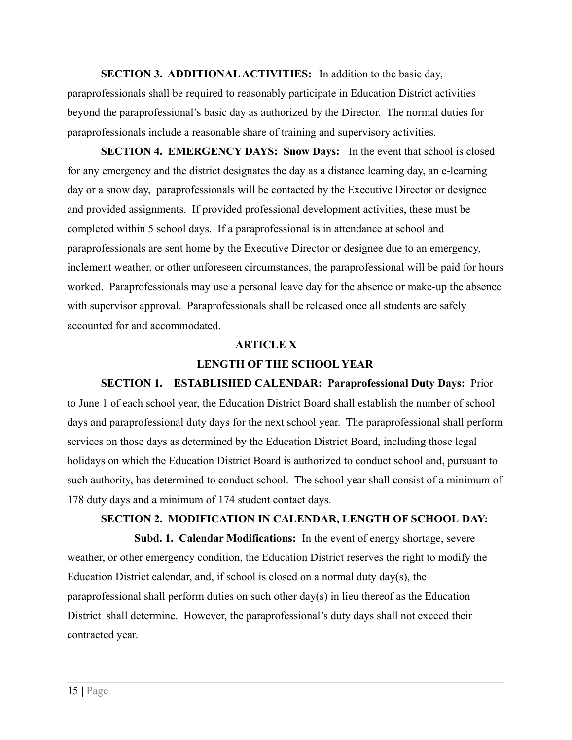**SECTION 3. ADDITIONAL ACTIVITIES:** In addition to the basic day, paraprofessionals shall be required to reasonably participate in Education District activities beyond the paraprofessional's basic day as authorized by the Director. The normal duties for paraprofessionals include a reasonable share of training and supervisory activities.

**SECTION 4. EMERGENCY DAYS: Snow Days:** In the event that school is closed for any emergency and the district designates the day as a distance learning day, an e-learning day or a snow day, paraprofessionals will be contacted by the Executive Director or designee and provided assignments. If provided professional development activities, these must be completed within 5 school days. If a paraprofessional is in attendance at school and paraprofessionals are sent home by the Executive Director or designee due to an emergency, inclement weather, or other unforeseen circumstances, the paraprofessional will be paid for hours worked. Paraprofessionals may use a personal leave day for the absence or make-up the absence with supervisor approval. Paraprofessionals shall be released once all students are safely accounted for and accommodated.

## ARTICLE X

## LENGTH OF THE SCHOOL YEAR

**SECTION 1. ESTABLISHED CALENDAR: Paraprofessional Duty Days:** Prior to June 1 of each school year, the Education District Board shall establish the number of school days and paraprofessional duty days for the next school year. The paraprofessional shall perform services on those days as determined by the Education District Board, including those legal holidays on which the Education District Board is authorized to conduct school and, pursuant to such authority, has determined to conduct school. The school year shall consist of a minimum of 178 duty days and a minimum of 174 student contact days.

**SECTION 2. MODIFICATION IN CALENDAR, LENGTH OF SCHOOL DAY:**

**Subd. 1. Calendar Modifications:** In the event of energy shortage, severe weather, or other emergency condition, the Education District reserves the right to modify the Education District calendar, and, if school is closed on a normal duty day(s), the paraprofessional shall perform duties on such other day(s) in lieu thereof as the Education District shall determine. However, the paraprofessional's duty days shall not exceed their contracted year.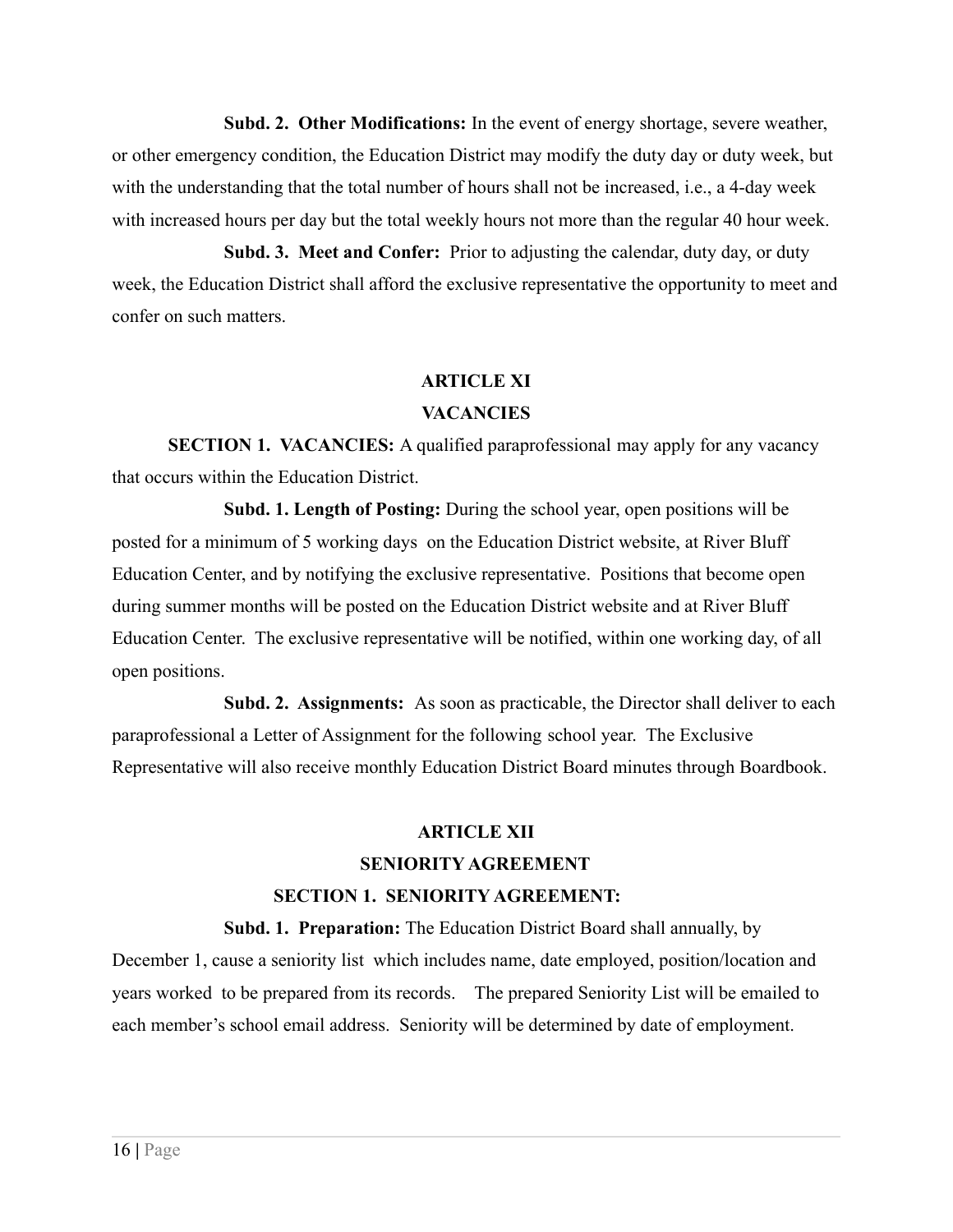**Subd. 2. Other Modifications:** In the event of energy shortage, severe weather, or other emergency condition, the Education District may modify the duty day or duty week, but with the understanding that the total number of hours shall not be increased, i.e., a 4-day week with increased hours per day but the total weekly hours not more than the regular 40 hour week.

**Subd. 3. Meet and Confer:** Prior to adjusting the calendar, duty day, or duty week, the Education District shall afford the exclusive representative the opportunity to meet and confer on such matters.

## ARTICLE XI

## VACANCIES

**SECTION 1. VACANCIES:** A qualified paraprofessional may apply for any vacancy that occurs within the Education District.

**Subd. 1. Length of Posting:** During the school year, open positions will be posted for a minimum of 5 working days on the Education District website, at River Bluff Education Center, and by notifying the exclusive representative. Positions that become open during summer months will be posted on the Education District website and at River Bluff Education Center. The exclusive representative will be notified, within one working day, of all open positions.

**Subd. 2. Assignments:** As soon as practicable, the Director shall deliver to each paraprofessional a Letter of Assignment for the following school year. The Exclusive Representative will also receive monthly Education District Board minutes through Boardbook.

## ARTICLE XII

## SENIORITY AGREEMENT

**SECTION 1. SENIORITY AGREEMENT:**

**Subd. 1. Preparation:** The Education District Board shall annually, by December 1, cause a seniority list which includes name, date employed, position/location and years worked to be prepared from its records. The prepared Seniority List will be emailed to each member's school email address. Seniority will be determined by date of employment.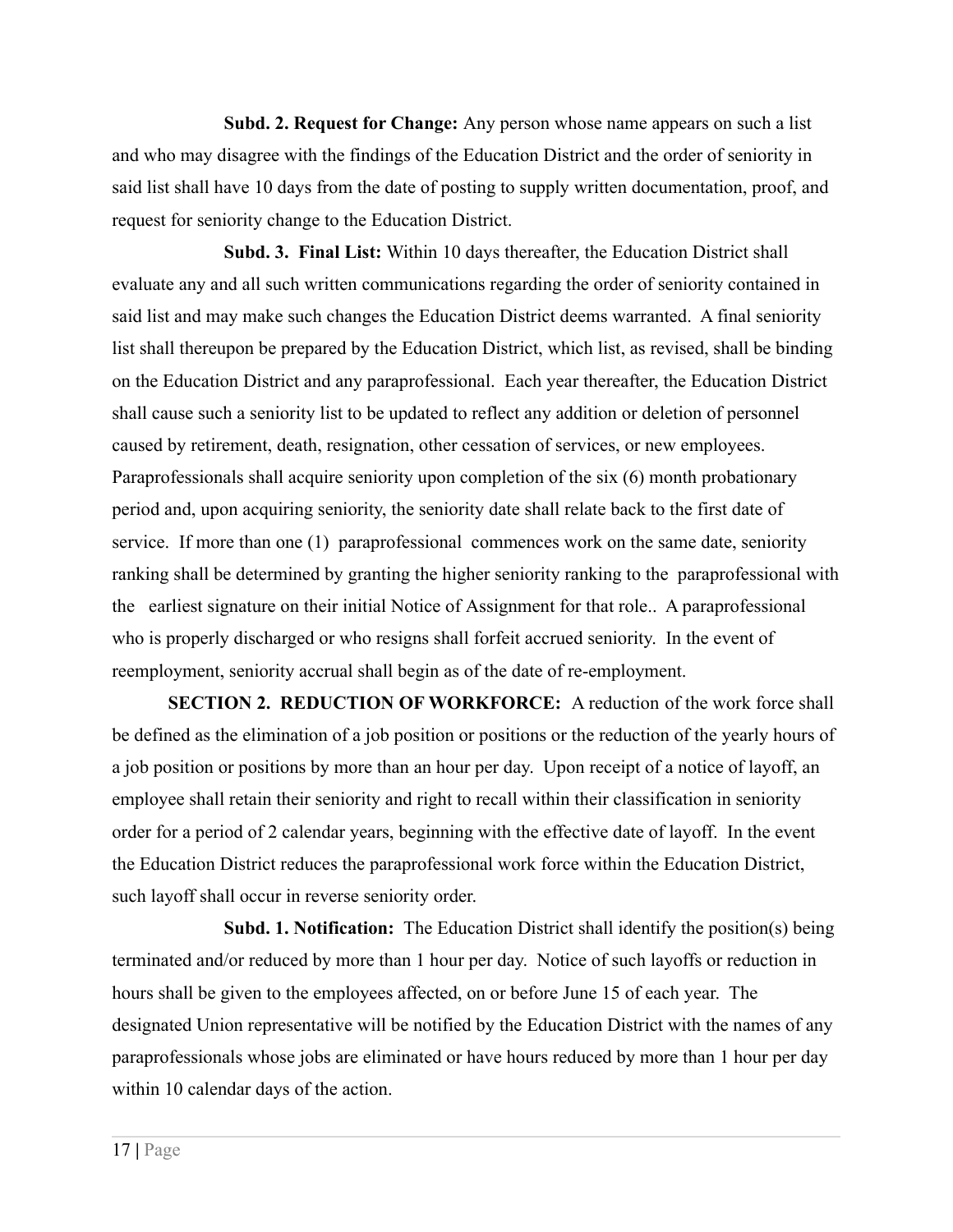**Subd. 2. Request for Change:** Any person whose name appears on such a list and who may disagree with the findings of the Education District and the order of seniority in said list shall have 10 days from the date of posting to supply written documentation, proof, and request for seniority change to the Education District.

**Subd. 3. Final List:** Within 10 days thereafter, the Education District shall evaluate any and all such written communications regarding the order of seniority contained in said list and may make such changes the Education District deems warranted. A final seniority list shall thereupon be prepared by the Education District, which list, as revised, shall be binding on the Education District and any paraprofessional. Each year thereafter, the Education District shall cause such a seniority list to be updated to reflect any addition or deletion of personnel caused by retirement, death, resignation, other cessation of services, or new employees. Paraprofessionals shall acquire seniority upon completion of the six (6) month probationary period and, upon acquiring seniority, the seniority date shall relate back to the first date of service. If more than one (1) paraprofessional commences work on the same date, seniority ranking shall be determined by granting the higher seniority ranking to the paraprofessional with the earliest signature on their initial Notice of Assignment for that role.. A paraprofessional who is properly discharged or who resigns shall forfeit accrued seniority. In the event of reemployment, seniority accrual shall begin as of the date of re-employment.

**SECTION 2. REDUCTION OF WORKFORCE:** A reduction of the work force shall be defined as the elimination of a job position or positions or the reduction of the yearly hours of a job position or positions by more than an hour per day. Upon receipt of a notice of layoff, an employee shall retain their seniority and right to recall within their classification in seniority order for a period of 2 calendar years, beginning with the effective date of layoff. In the event the Education District reduces the paraprofessional work force within the Education District, such layoff shall occur in reverse seniority order.

**Subd. 1. Notification:** The Education District shall identify the position(s) being terminated and/or reduced by more than 1 hour per day. Notice of such layoffs or reduction in hours shall be given to the employees affected, on or before June 15 of each year. The designated Union representative will be notified by the Education District with the names of any paraprofessionals whose jobs are eliminated or have hours reduced by more than 1 hour per day within 10 calendar days of the action.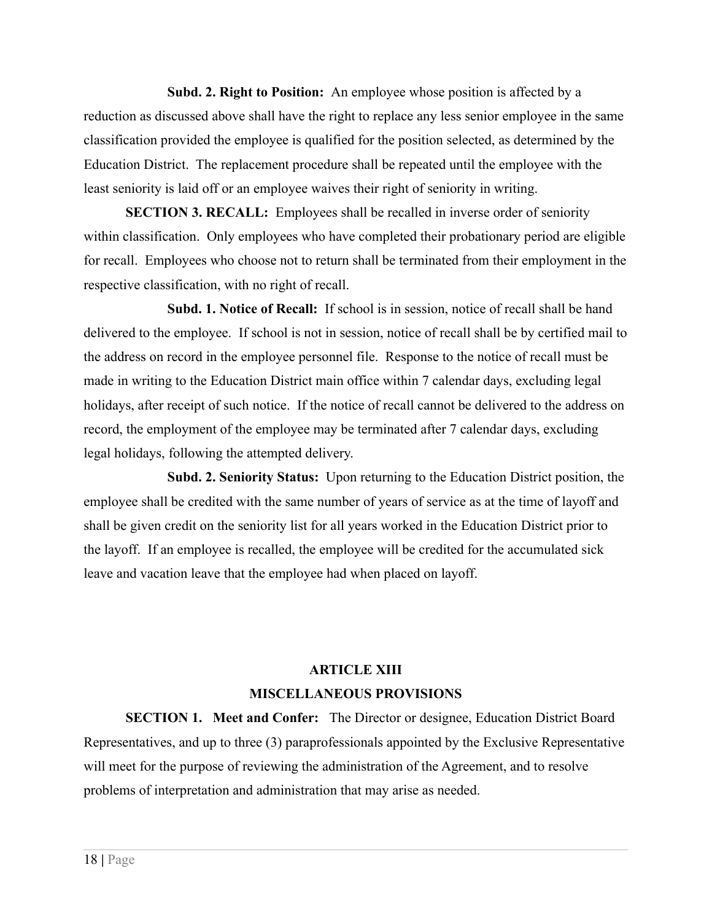**Subd. 2. Right to Position:** An employee whose position is affected by a reduction as discussed above shall have the right to replace any less senior employee in the same classification provided the employee is qualified for the position selected, as determined by the Education District. The replacement procedure shall be repeated until the employee with the least seniority is laid off or an employee waives their right of seniority in writing.

**SECTION 3. RECALL:** Employees shall be recalled in inverse order of seniority within classification. Only employees who have completed their probationary period are eligible for recall. Employees who choose not to return shall be terminated from their employment in the respective classification, with no right of recall.

**Subd. 1. Notice of Recall:** If school is in session, notice of recall shall be hand delivered to the employee. If school is not in session, notice of recall shall be by certified mail to the address on record in the employee personnel file. Response to the notice of recall must be made in writing to the Education District main office within 7 calendar days, excluding legal holidays, after receipt of such notice. If the notice of recall cannot be delivered to the address on record, the employment of the employee may be terminated after 7 calendar days, excluding legal holidays, following the attempted delivery.

**Subd. 2. Seniority Status:** Upon returning to the Education District position, the employee shall be credited with the same number of years of service as at the time of layoff and shall be given credit on the seniority list for all years worked in the Education District prior to the layoff. If an employee is recalled, the employee will be credited for the accumulated sick leave and vacation leave that the employee had when placed on layoff.

## ARTICLE XIII
## MISCELLANEOUS PROVISIONS

**SECTION 1. Meet and Confer:** The Director or designee, Education District Board Representatives, and up to three (3) paraprofessionals appointed by the Exclusive Representative will meet for the purpose of reviewing the administration of the Agreement, and to resolve problems of interpretation and administration that may arise as needed.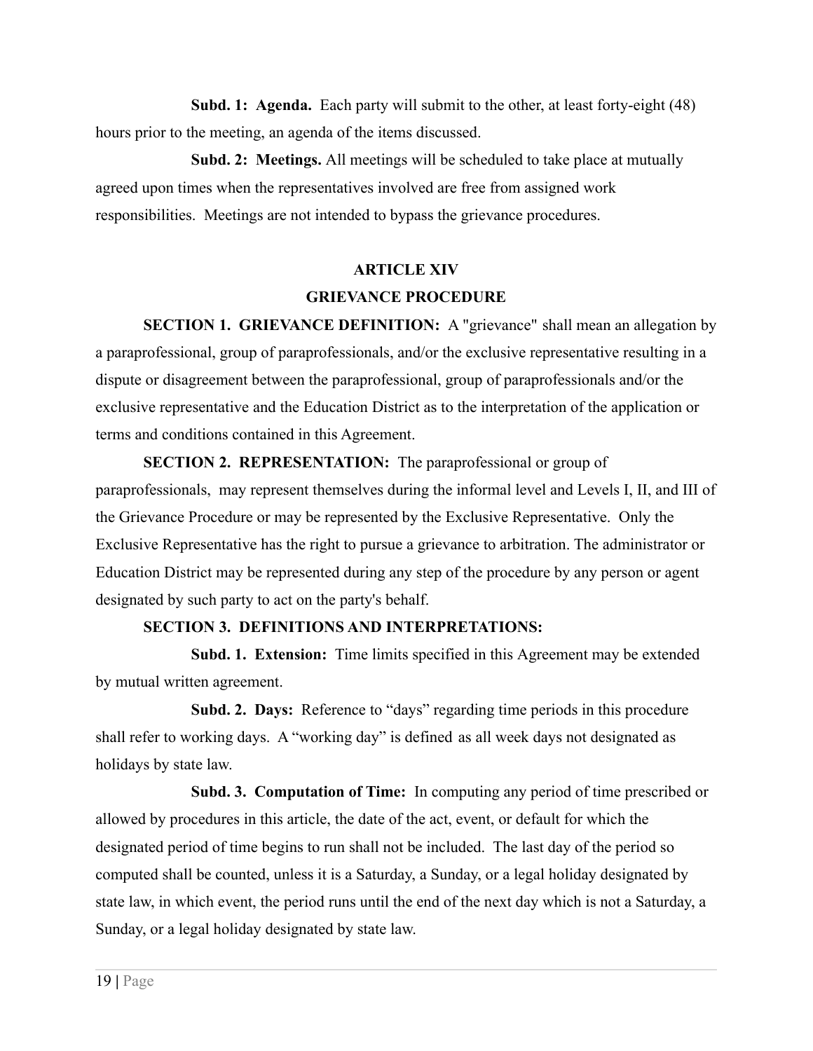**Subd. 1: Agenda.** Each party will submit to the other, at least forty-eight (48) hours prior to the meeting, an agenda of the items discussed.

**Subd. 2: Meetings.** All meetings will be scheduled to take place at mutually agreed upon times when the representatives involved are free from assigned work responsibilities. Meetings are not intended to bypass the grievance procedures.

## ARTICLE XIV

## GRIEVANCE PROCEDURE

**SECTION 1. GRIEVANCE DEFINITION:** A "grievance" shall mean an allegation by a paraprofessional, group of paraprofessionals, and/or the exclusive representative resulting in a dispute or disagreement between the paraprofessional, group of paraprofessionals and/or the exclusive representative and the Education District as to the interpretation of the application or terms and conditions contained in this Agreement.

**SECTION 2. REPRESENTATION:** The paraprofessional or group of paraprofessionals, may represent themselves during the informal level and Levels I, II, and III of the Grievance Procedure or may be represented by the Exclusive Representative. Only the Exclusive Representative has the right to pursue a grievance to arbitration. The administrator or Education District may be represented during any step of the procedure by any person or agent designated by such party to act on the party's behalf.

**SECTION 3. DEFINITIONS AND INTERPRETATIONS:**

**Subd. 1. Extension:** Time limits specified in this Agreement may be extended by mutual written agreement.

**Subd. 2. Days:** Reference to "days" regarding time periods in this procedure shall refer to working days. A "working day" is defined as all week days not designated as holidays by state law.

**Subd. 3. Computation of Time:** In computing any period of time prescribed or allowed by procedures in this article, the date of the act, event, or default for which the designated period of time begins to run shall not be included. The last day of the period so computed shall be counted, unless it is a Saturday, a Sunday, or a legal holiday designated by state law, in which event, the period runs until the end of the next day which is not a Saturday, a Sunday, or a legal holiday designated by state law.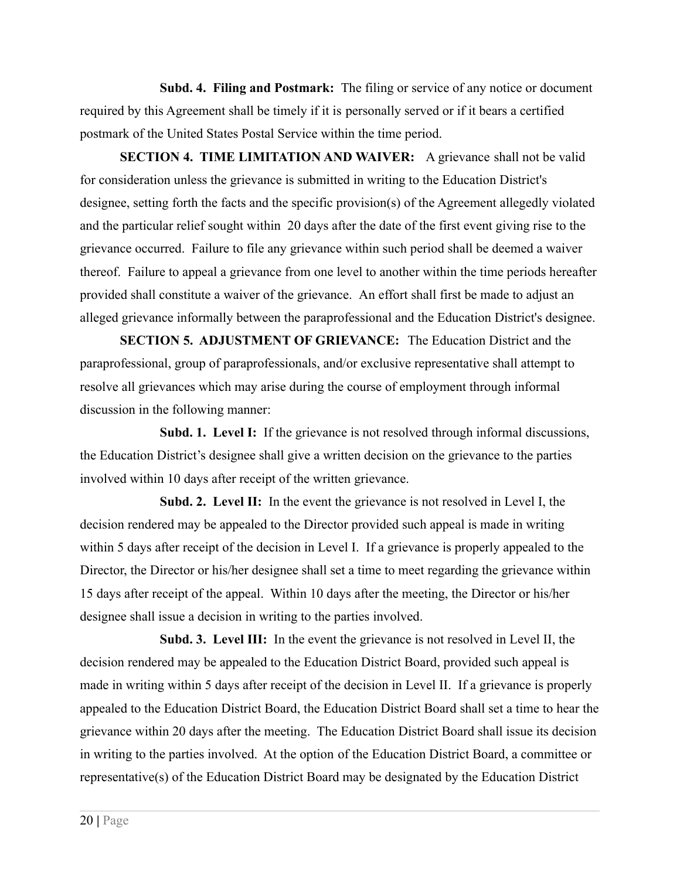**Subd. 4. Filing and Postmark:** The filing or service of any notice or document required by this Agreement shall be timely if it is personally served or if it bears a certified postmark of the United States Postal Service within the time period.

**SECTION 4. TIME LIMITATION AND WAIVER:** A grievance shall not be valid for consideration unless the grievance is submitted in writing to the Education District's designee, setting forth the facts and the specific provision(s) of the Agreement allegedly violated and the particular relief sought within 20 days after the date of the first event giving rise to the grievance occurred. Failure to file any grievance within such period shall be deemed a waiver thereof. Failure to appeal a grievance from one level to another within the time periods hereafter provided shall constitute a waiver of the grievance. An effort shall first be made to adjust an alleged grievance informally between the paraprofessional and the Education District's designee.

**SECTION 5. ADJUSTMENT OF GRIEVANCE:** The Education District and the paraprofessional, group of paraprofessionals, and/or exclusive representative shall attempt to resolve all grievances which may arise during the course of employment through informal discussion in the following manner:

**Subd. 1. Level I:** If the grievance is not resolved through informal discussions, the Education District's designee shall give a written decision on the grievance to the parties involved within 10 days after receipt of the written grievance.

**Subd. 2. Level II:** In the event the grievance is not resolved in Level I, the decision rendered may be appealed to the Director provided such appeal is made in writing within 5 days after receipt of the decision in Level I. If a grievance is properly appealed to the Director, the Director or his/her designee shall set a time to meet regarding the grievance within 15 days after receipt of the appeal. Within 10 days after the meeting, the Director or his/her designee shall issue a decision in writing to the parties involved.

**Subd. 3. Level III:** In the event the grievance is not resolved in Level II, the decision rendered may be appealed to the Education District Board, provided such appeal is made in writing within 5 days after receipt of the decision in Level II. If a grievance is properly appealed to the Education District Board, the Education District Board shall set a time to hear the grievance within 20 days after the meeting. The Education District Board shall issue its decision in writing to the parties involved. At the option of the Education District Board, a committee or representative(s) of the Education District Board may be designated by the Education District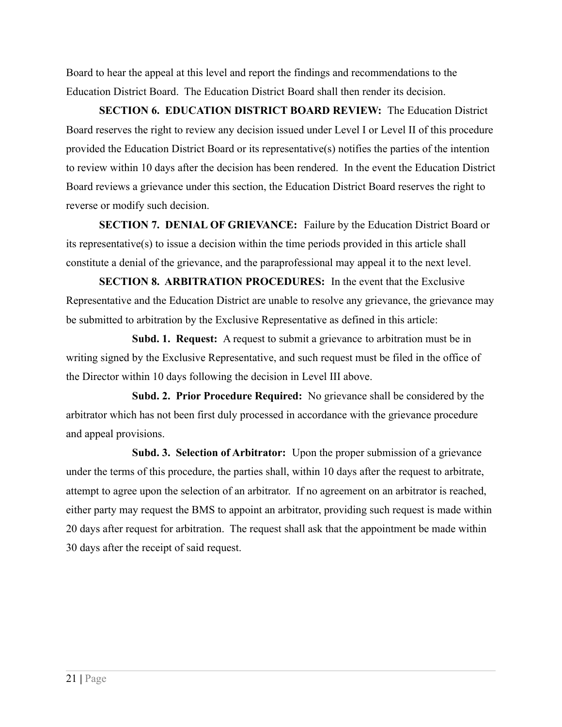Board to hear the appeal at this level and report the findings and recommendations to the Education District Board. The Education District Board shall then render its decision.

**SECTION 6. EDUCATION DISTRICT BOARD REVIEW:** The Education District Board reserves the right to review any decision issued under Level I or Level II of this procedure provided the Education District Board or its representative(s) notifies the parties of the intention to review within 10 days after the decision has been rendered. In the event the Education District Board reviews a grievance under this section, the Education District Board reserves the right to reverse or modify such decision.

**SECTION 7. DENIAL OF GRIEVANCE:** Failure by the Education District Board or its representative(s) to issue a decision within the time periods provided in this article shall constitute a denial of the grievance, and the paraprofessional may appeal it to the next level.

**SECTION 8. ARBITRATION PROCEDURES:** In the event that the Exclusive Representative and the Education District are unable to resolve any grievance, the grievance may be submitted to arbitration by the Exclusive Representative as defined in this article:

**Subd. 1. Request:** A request to submit a grievance to arbitration must be in writing signed by the Exclusive Representative, and such request must be filed in the office of the Director within 10 days following the decision in Level III above.

**Subd. 2. Prior Procedure Required:** No grievance shall be considered by the arbitrator which has not been first duly processed in accordance with the grievance procedure and appeal provisions.

**Subd. 3. Selection of Arbitrator:** Upon the proper submission of a grievance under the terms of this procedure, the parties shall, within 10 days after the request to arbitrate, attempt to agree upon the selection of an arbitrator. If no agreement on an arbitrator is reached, either party may request the BMS to appoint an arbitrator, providing such request is made within 20 days after request for arbitration. The request shall ask that the appointment be made within 30 days after the receipt of said request.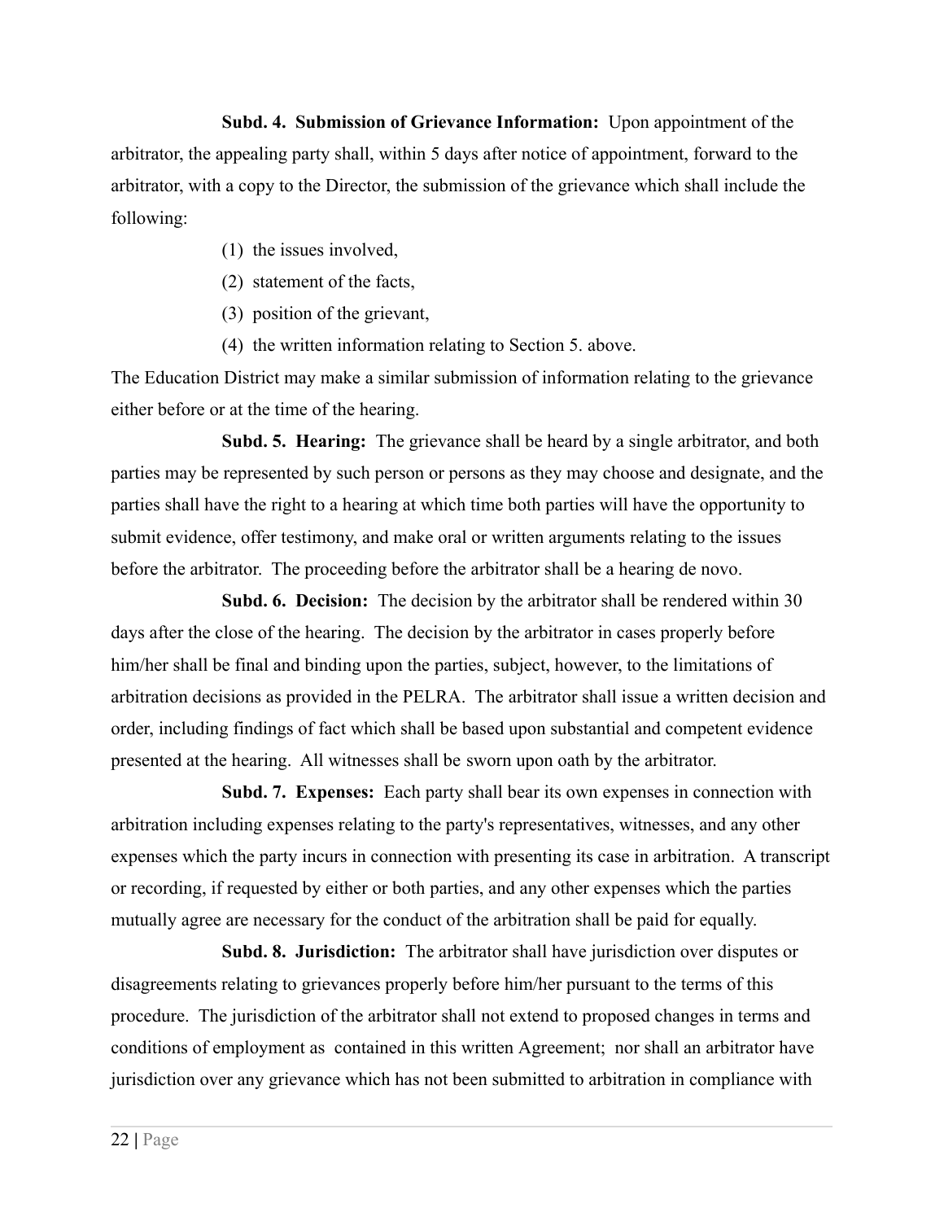**Subd. 4. Submission of Grievance Information:** Upon appointment of the arbitrator, the appealing party shall, within 5 days after notice of appointment, forward to the arbitrator, with a copy to the Director, the submission of the grievance which shall include the following:

(1) the issues involved,

(2) statement of the facts,

(3) position of the grievant,

(4) the written information relating to Section 5. above.

The Education District may make a similar submission of information relating to the grievance either before or at the time of the hearing.

**Subd. 5. Hearing:** The grievance shall be heard by a single arbitrator, and both parties may be represented by such person or persons as they may choose and designate, and the parties shall have the right to a hearing at which time both parties will have the opportunity to submit evidence, offer testimony, and make oral or written arguments relating to the issues before the arbitrator. The proceeding before the arbitrator shall be a hearing de novo.

**Subd. 6. Decision:** The decision by the arbitrator shall be rendered within 30 days after the close of the hearing. The decision by the arbitrator in cases properly before him/her shall be final and binding upon the parties, subject, however, to the limitations of arbitration decisions as provided in the PELRA. The arbitrator shall issue a written decision and order, including findings of fact which shall be based upon substantial and competent evidence presented at the hearing. All witnesses shall be sworn upon oath by the arbitrator.

**Subd. 7. Expenses:** Each party shall bear its own expenses in connection with arbitration including expenses relating to the party's representatives, witnesses, and any other expenses which the party incurs in connection with presenting its case in arbitration. A transcript or recording, if requested by either or both parties, and any other expenses which the parties mutually agree are necessary for the conduct of the arbitration shall be paid for equally.

**Subd. 8. Jurisdiction:** The arbitrator shall have jurisdiction over disputes or disagreements relating to grievances properly before him/her pursuant to the terms of this procedure. The jurisdiction of the arbitrator shall not extend to proposed changes in terms and conditions of employment as contained in this written Agreement; nor shall an arbitrator have jurisdiction over any grievance which has not been submitted to arbitration in compliance with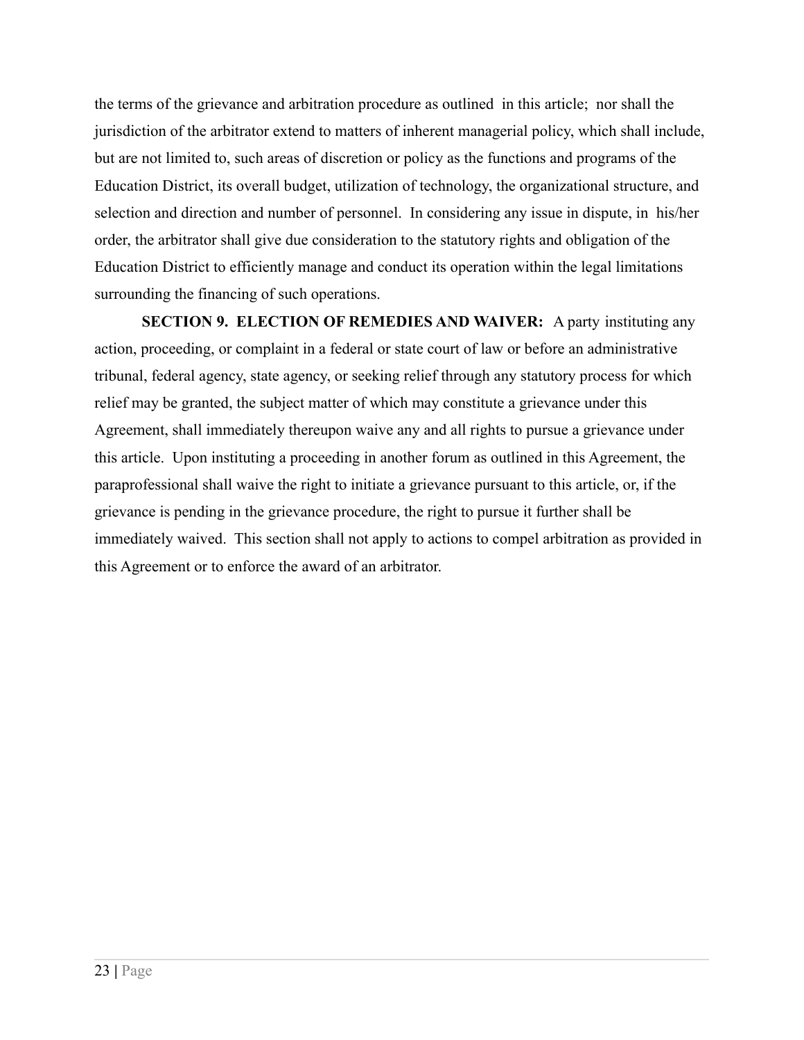the terms of the grievance and arbitration procedure as outlined in this article; nor shall the jurisdiction of the arbitrator extend to matters of inherent managerial policy, which shall include, but are not limited to, such areas of discretion or policy as the functions and programs of the Education District, its overall budget, utilization of technology, the organizational structure, and selection and direction and number of personnel. In considering any issue in dispute, in his/her order, the arbitrator shall give due consideration to the statutory rights and obligation of the Education District to efficiently manage and conduct its operation within the legal limitations surrounding the financing of such operations.

**SECTION 9. ELECTION OF REMEDIES AND WAIVER:** A party instituting any action, proceeding, or complaint in a federal or state court of law or before an administrative tribunal, federal agency, state agency, or seeking relief through any statutory process for which relief may be granted, the subject matter of which may constitute a grievance under this Agreement, shall immediately thereupon waive any and all rights to pursue a grievance under this article. Upon instituting a proceeding in another forum as outlined in this Agreement, the paraprofessional shall waive the right to initiate a grievance pursuant to this article, or, if the grievance is pending in the grievance procedure, the right to pursue it further shall be immediately waived. This section shall not apply to actions to compel arbitration as provided in this Agreement or to enforce the award of an arbitrator.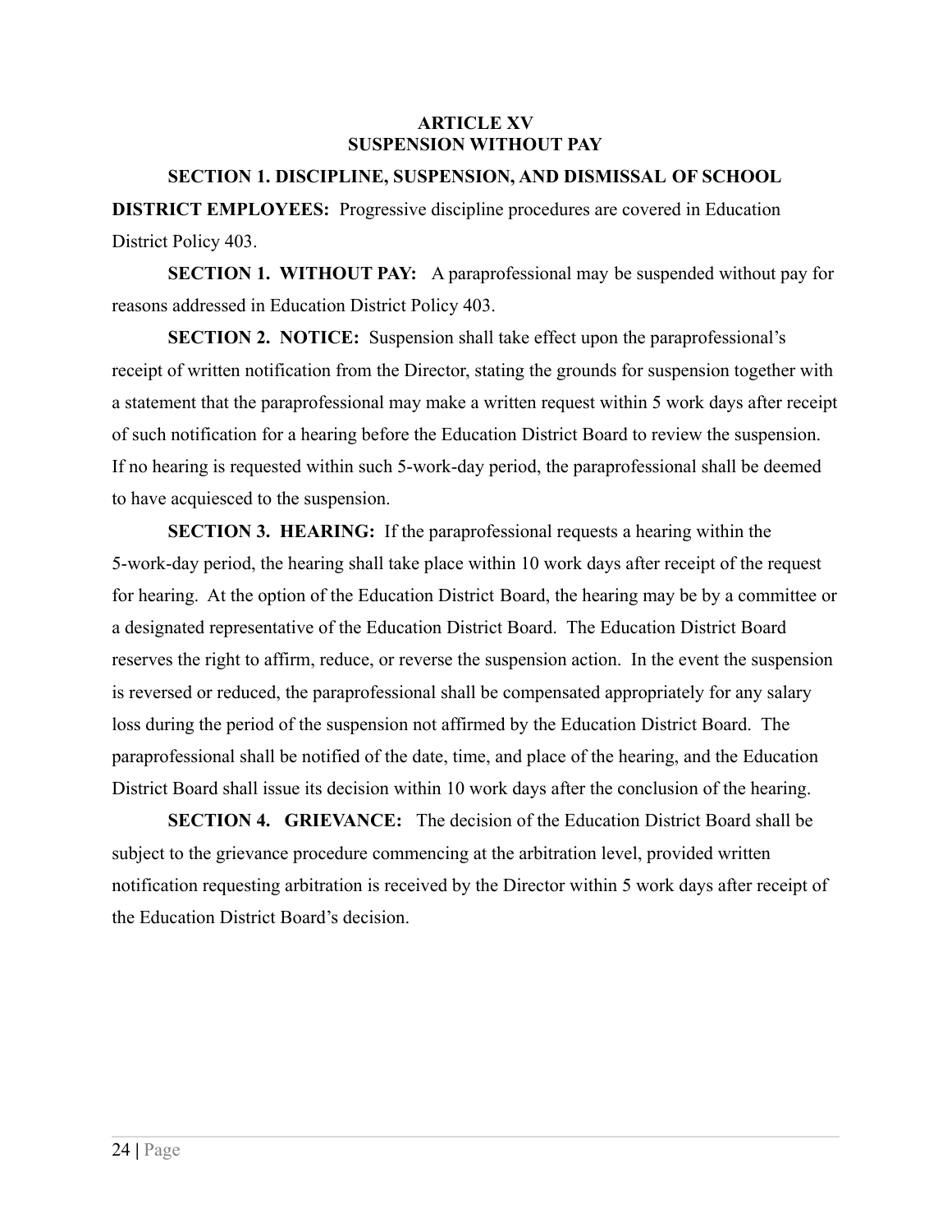## ARTICLE XV
## SUSPENSION WITHOUT PAY

**SECTION 1. DISCIPLINE, SUSPENSION, AND DISMISSAL OF SCHOOL DISTRICT EMPLOYEES:** Progressive discipline procedures are covered in Education District Policy 403.

**SECTION 1. WITHOUT PAY:** A paraprofessional may be suspended without pay for reasons addressed in Education District Policy 403.

**SECTION 2. NOTICE:** Suspension shall take effect upon the paraprofessional's receipt of written notification from the Director, stating the grounds for suspension together with a statement that the paraprofessional may make a written request within 5 work days after receipt of such notification for a hearing before the Education District Board to review the suspension. If no hearing is requested within such 5-work-day period, the paraprofessional shall be deemed to have acquiesced to the suspension.

**SECTION 3. HEARING:** If the paraprofessional requests a hearing within the 5-work-day period, the hearing shall take place within 10 work days after receipt of the request for hearing. At the option of the Education District Board, the hearing may be by a committee or a designated representative of the Education District Board. The Education District Board reserves the right to affirm, reduce, or reverse the suspension action. In the event the suspension is reversed or reduced, the paraprofessional shall be compensated appropriately for any salary loss during the period of the suspension not affirmed by the Education District Board. The paraprofessional shall be notified of the date, time, and place of the hearing, and the Education District Board shall issue its decision within 10 work days after the conclusion of the hearing.

**SECTION 4. GRIEVANCE:** The decision of the Education District Board shall be subject to the grievance procedure commencing at the arbitration level, provided written notification requesting arbitration is received by the Director within 5 work days after receipt of the Education District Board's decision.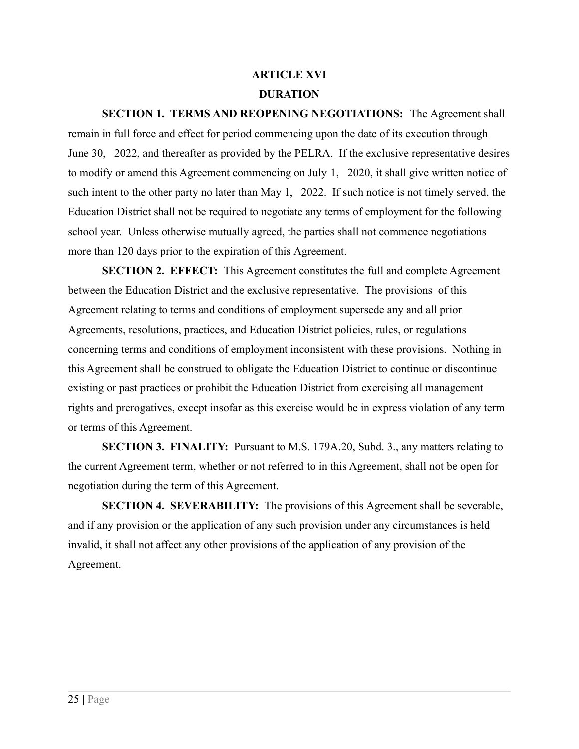# ARTICLE XVI

## DURATION

**SECTION 1. TERMS AND REOPENING NEGOTIATIONS:** The Agreement shall remain in full force and effect for period commencing upon the date of its execution through June 30, 2022, and thereafter as provided by the PELRA. If the exclusive representative desires to modify or amend this Agreement commencing on July 1, 2020, it shall give written notice of such intent to the other party no later than May 1, 2022. If such notice is not timely served, the Education District shall not be required to negotiate any terms of employment for the following school year. Unless otherwise mutually agreed, the parties shall not commence negotiations more than 120 days prior to the expiration of this Agreement.

**SECTION 2. EFFECT:** This Agreement constitutes the full and complete Agreement between the Education District and the exclusive representative. The provisions of this Agreement relating to terms and conditions of employment supersede any and all prior Agreements, resolutions, practices, and Education District policies, rules, or regulations concerning terms and conditions of employment inconsistent with these provisions. Nothing in this Agreement shall be construed to obligate the Education District to continue or discontinue existing or past practices or prohibit the Education District from exercising all management rights and prerogatives, except insofar as this exercise would be in express violation of any term or terms of this Agreement.

**SECTION 3. FINALITY:** Pursuant to M.S. 179A.20, Subd. 3., any matters relating to the current Agreement term, whether or not referred to in this Agreement, shall not be open for negotiation during the term of this Agreement.

**SECTION 4. SEVERABILITY:** The provisions of this Agreement shall be severable, and if any provision or the application of any such provision under any circumstances is held invalid, it shall not affect any other provisions of the application of any provision of the Agreement.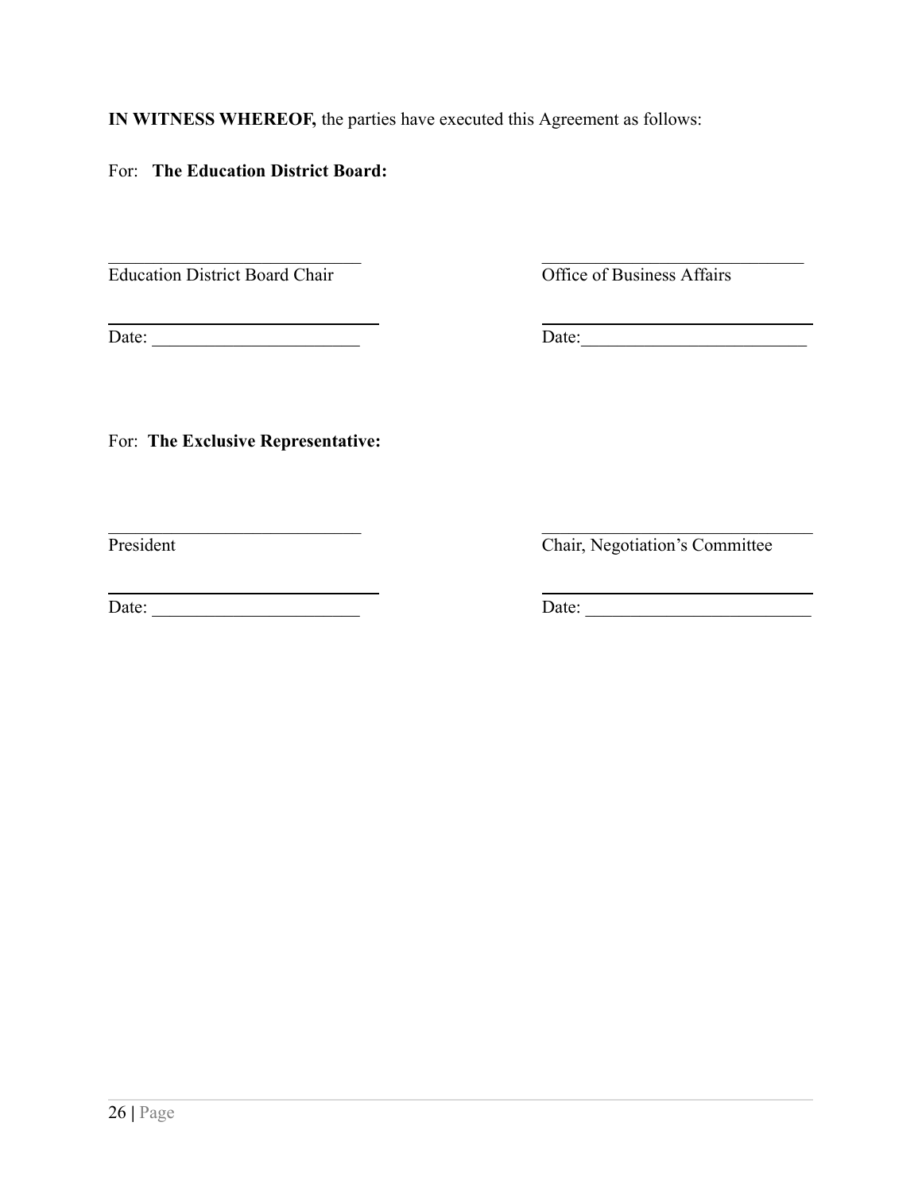**IN WITNESS WHEREOF,** the parties have executed this Agreement as follows:

For: **The Education District Board:**

| | |
|---|---|
| ______________________________ | ______________________________ |
| Education District Board Chair | Office of Business Affairs |
| ______________________________ | ______________________________ |
| Date: ______________________ | Date:________________________ |

For: **The Exclusive Representative:**

| | |
|---|---|
| ______________________________ | ______________________________ |
| President | Chair, Negotiation’s Committee |
| ______________________________ | ______________________________ |
| Date: ______________________ | Date: ________________________ |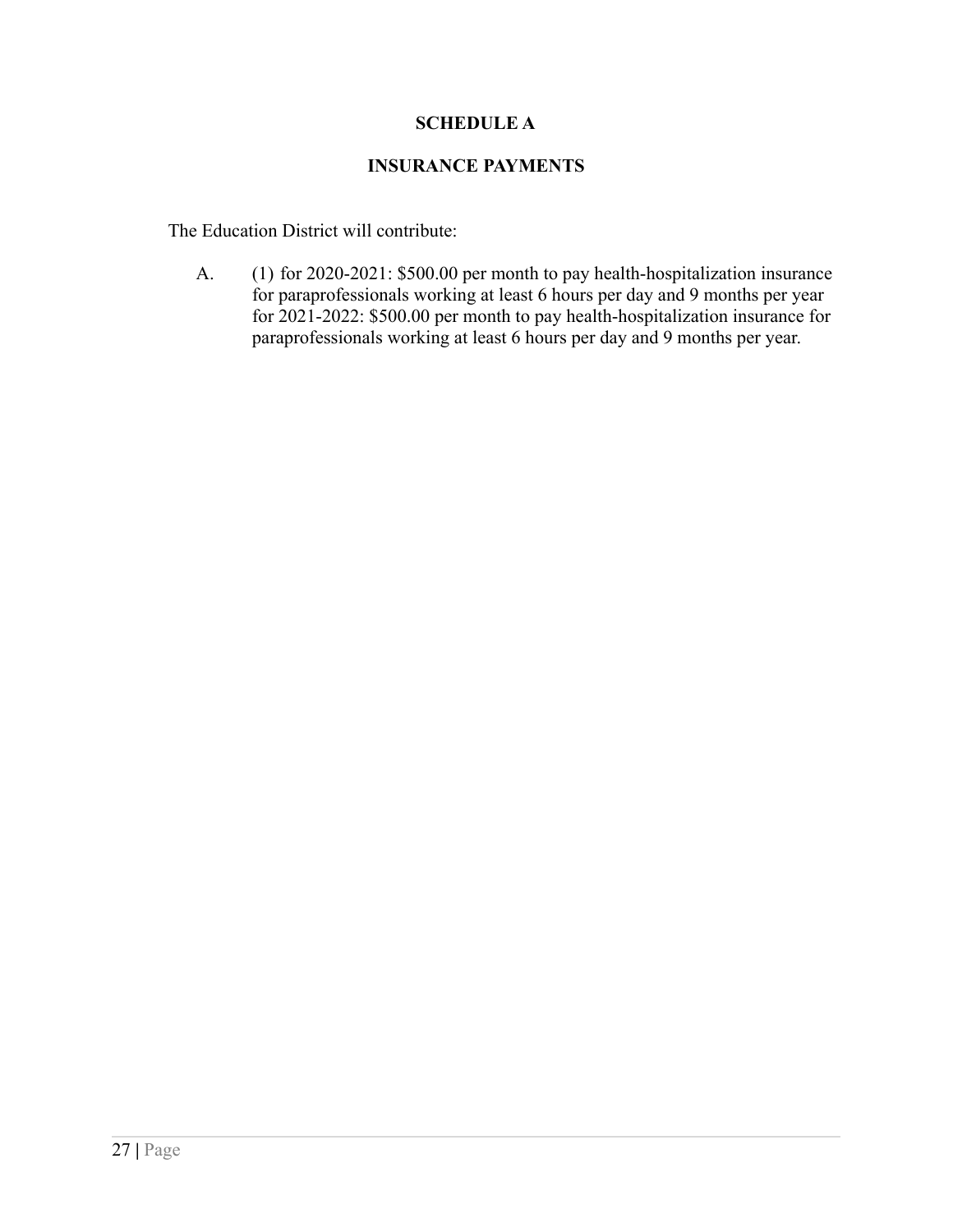## SCHEDULE A

## INSURANCE PAYMENTS

The Education District will contribute:

A. (1) for 2020-2021: $500.00 per month to pay health-hospitalization insurance for paraprofessionals working at least 6 hours per day and 9 months per year for 2021-2022: $500.00 per month to pay health-hospitalization insurance for paraprofessionals working at least 6 hours per day and 9 months per year.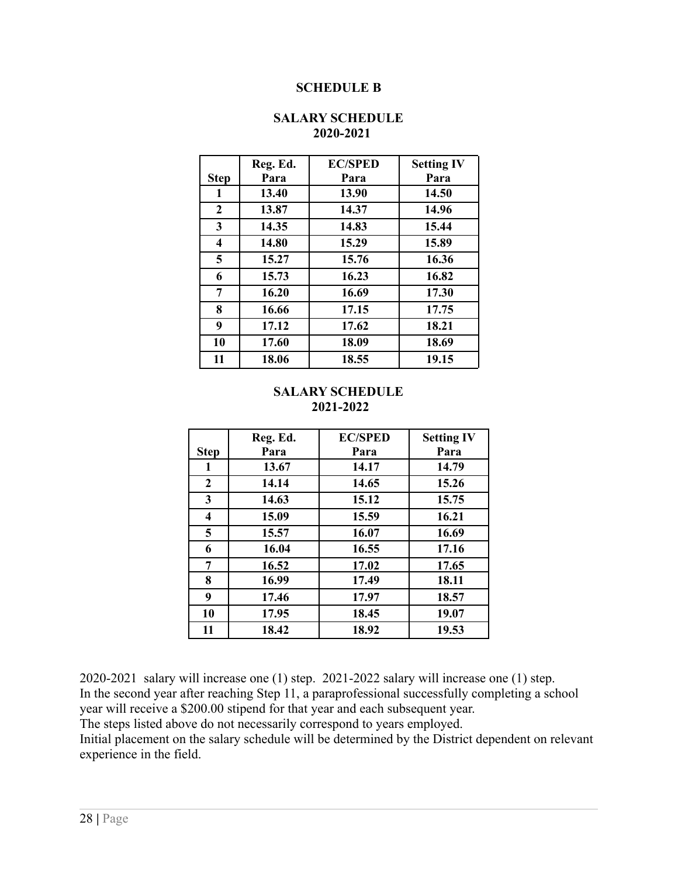## SCHEDULE B

### SALARY SCHEDULE 2020-2021

| Step | Reg. Ed. Para | EC/SPED Para | Setting IV Para |
|---|---|---|---|
| 1 | 13.40 | 13.90 | 14.50 |
| 2 | 13.87 | 14.37 | 14.96 |
| 3 | 14.35 | 14.83 | 15.44 |
| 4 | 14.80 | 15.29 | 15.89 |
| 5 | 15.27 | 15.76 | 16.36 |
| 6 | 15.73 | 16.23 | 16.82 |
| 7 | 16.20 | 16.69 | 17.30 |
| 8 | 16.66 | 17.15 | 17.75 |
| 9 | 17.12 | 17.62 | 18.21 |
| 10 | 17.60 | 18.09 | 18.69 |
| 11 | 18.06 | 18.55 | 19.15 |

### SALARY SCHEDULE 2021-2022

| Step | Reg. Ed. Para | EC/SPED Para | Setting IV Para |
|---|---|---|---|
| 1 | 13.67 | 14.17 | 14.79 |
| 2 | 14.14 | 14.65 | 15.26 |
| 3 | 14.63 | 15.12 | 15.75 |
| 4 | 15.09 | 15.59 | 16.21 |
| 5 | 15.57 | 16.07 | 16.69 |
| 6 | 16.04 | 16.55 | 17.16 |
| 7 | 16.52 | 17.02 | 17.65 |
| 8 | 16.99 | 17.49 | 18.11 |
| 9 | 17.46 | 17.97 | 18.57 |
| 10 | 17.95 | 18.45 | 19.07 |
| 11 | 18.42 | 18.92 | 19.53 |

2020-2021 salary will increase one (1) step. 2021-2022 salary will increase one (1) step.
In the second year after reaching Step 11, a paraprofessional successfully completing a school year will receive a $200.00 stipend for that year and each subsequent year.
The steps listed above do not necessarily correspond to years employed.
Initial placement on the salary schedule will be determined by the District dependent on relevant experience in the field.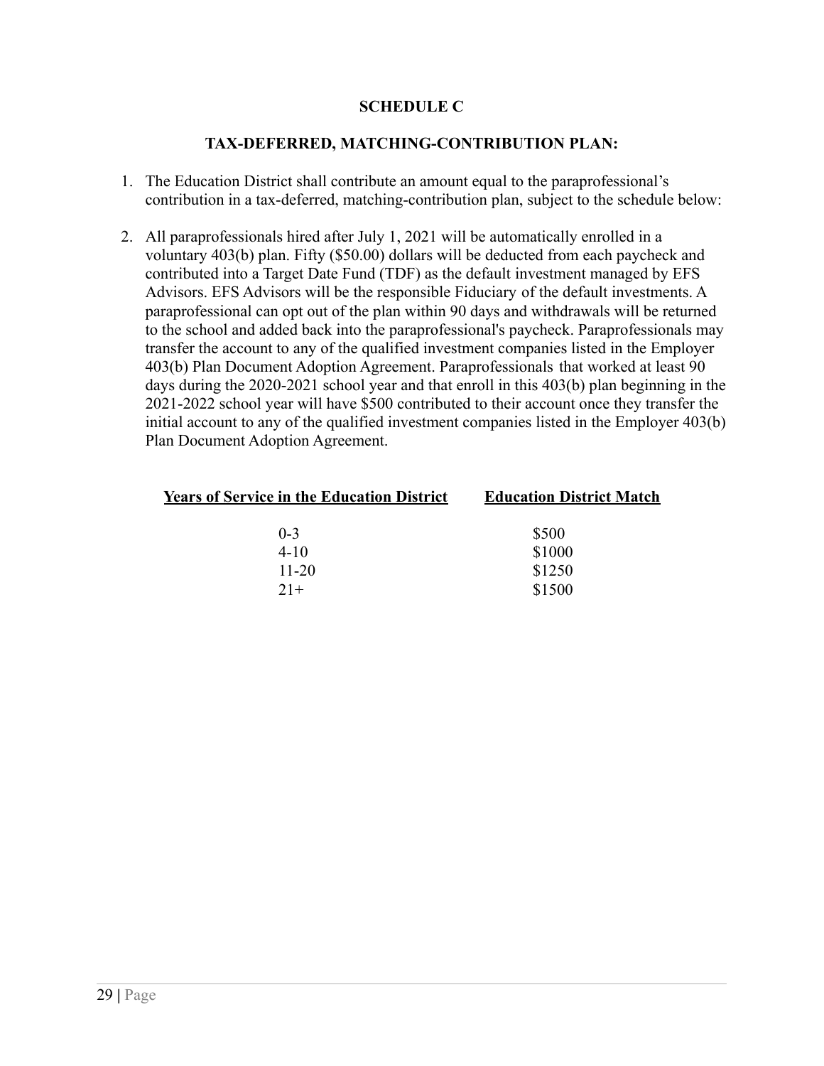## SCHEDULE C

### TAX-DEFERRED, MATCHING-CONTRIBUTION PLAN:

1. The Education District shall contribute an amount equal to the paraprofessional's contribution in a tax-deferred, matching-contribution plan, subject to the schedule below:

2. All paraprofessionals hired after July 1, 2021 will be automatically enrolled in a voluntary 403(b) plan. Fifty ($50.00) dollars will be deducted from each paycheck and contributed into a Target Date Fund (TDF) as the default investment managed by EFS Advisors. EFS Advisors will be the responsible Fiduciary of the default investments. A paraprofessional can opt out of the plan within 90 days and withdrawals will be returned to the school and added back into the paraprofessional's paycheck. Paraprofessionals may transfer the account to any of the qualified investment companies listed in the Employer 403(b) Plan Document Adoption Agreement. Paraprofessionals that worked at least 90 days during the 2020-2021 school year and that enroll in this 403(b) plan beginning in the 2021-2022 school year will have $500 contributed to their account once they transfer the initial account to any of the qualified investment companies listed in the Employer 403(b) Plan Document Adoption Agreement.

| Years of Service in the Education District | Education District Match |
| --- | --- |
| 0-3 | $500 |
| 4-10 | $1000 |
| 11-20 | $1250 |
| 21+ | $1500 |